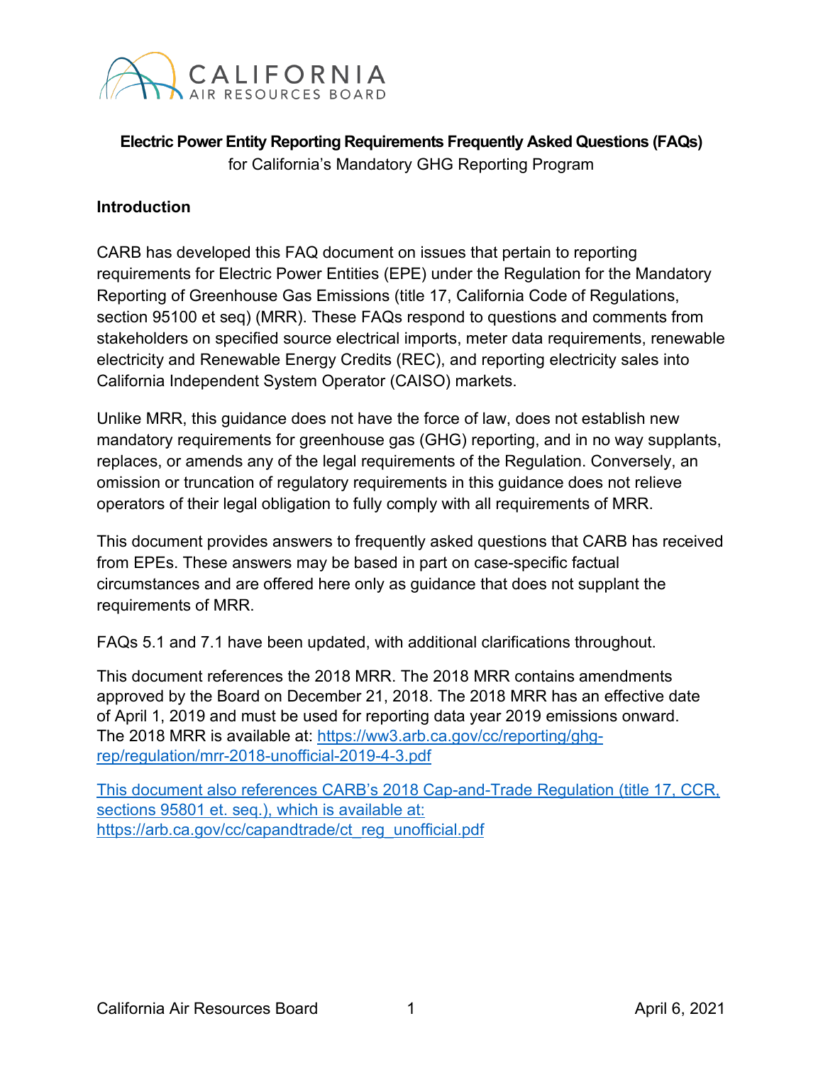**Electric Power Entity Reporting Requirements Frequently Asked Questions (FAQs)**
for California's Mandatory GHG Reporting Program

## Introduction

CARB has developed this FAQ document on issues that pertain to reporting requirements for Electric Power Entities (EPE) under the Regulation for the Mandatory Reporting of Greenhouse Gas Emissions (title 17, California Code of Regulations, section 95100 et seq) (MRR). These FAQs respond to questions and comments from stakeholders on specified source electrical imports, meter data requirements, renewable electricity and Renewable Energy Credits (REC), and reporting electricity sales into California Independent System Operator (CAISO) markets.

Unlike MRR, this guidance does not have the force of law, does not establish new mandatory requirements for greenhouse gas (GHG) reporting, and in no way supplants, replaces, or amends any of the legal requirements of the Regulation. Conversely, an omission or truncation of regulatory requirements in this guidance does not relieve operators of their legal obligation to fully comply with all requirements of MRR.

This document provides answers to frequently asked questions that CARB has received from EPEs. These answers may be based in part on case-specific factual circumstances and are offered here only as guidance that does not supplant the requirements of MRR.

FAQs 5.1 and 7.1 have been updated, with additional clarifications throughout.

This document references the 2018 MRR. The 2018 MRR contains amendments approved by the Board on December 21, 2018. The 2018 MRR has an effective date of April 1, 2019 and must be used for reporting data year 2019 emissions onward. The 2018 MRR is available at: https://ww3.arb.ca.gov/cc/reporting/ghg-rep/regulation/mrr-2018-unofficial-2019-4-3.pdf

This document also references CARB's 2018 Cap-and-Trade Regulation (title 17, CCR, sections 95801 et. seq.), which is available at: https://arb.ca.gov/cc/capandtrade/ct_reg_unofficial.pdf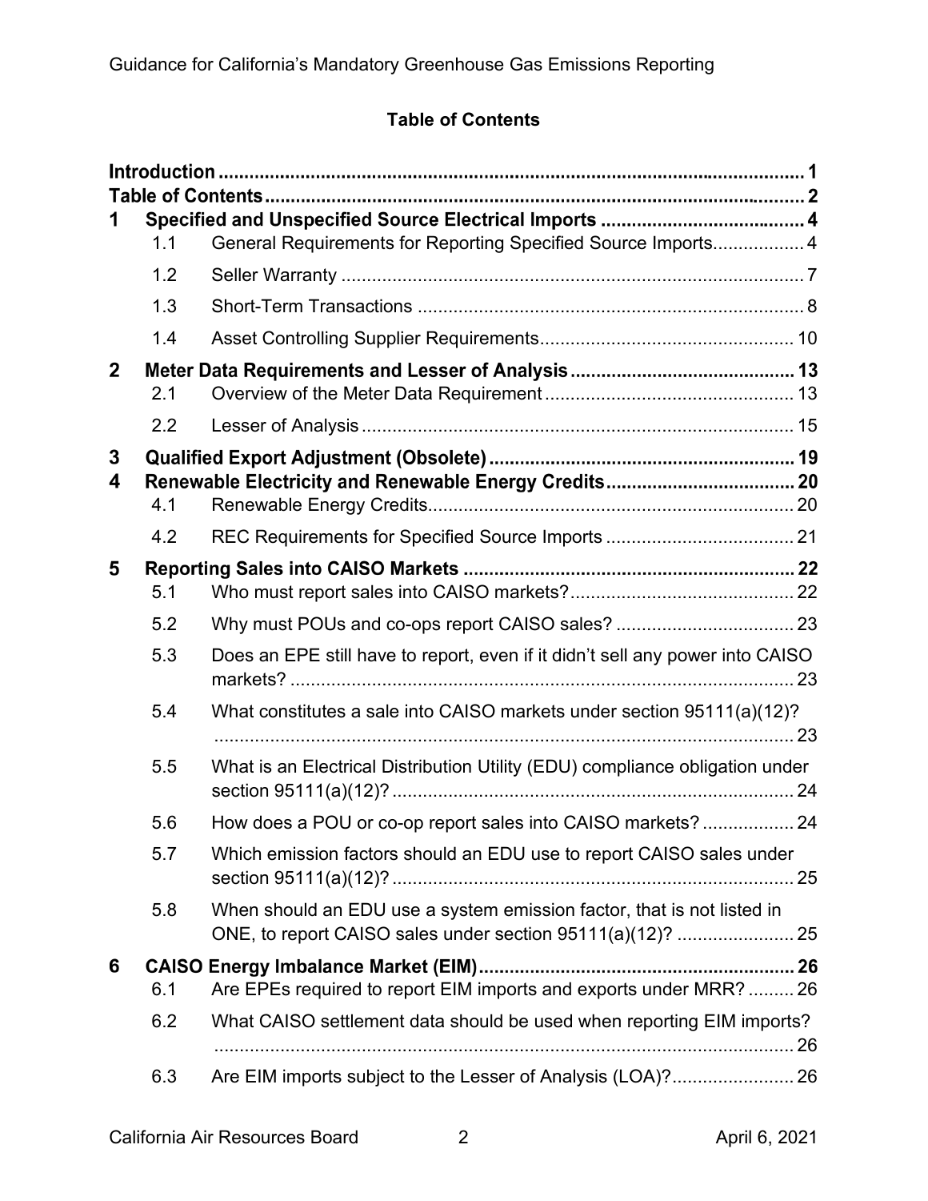**Table of Contents**

**Introduction** ........................................................................................................ **1**
**Table of Contents** ................................................................................................ **2**
**1 Specified and Unspecified Source Electrical Imports** ....................................... **4**
- 1.1 General Requirements for Reporting Specified Source Imports.................. 4
- 1.2 Seller Warranty ........................................................................................... 7
- 1.3 Short-Term Transactions ............................................................................ 8
- 1.4 Asset Controlling Supplier Requirements.................................................. 10

**2 Meter Data Requirements and Lesser of Analysis** ........................................... **13**
- 2.1 Overview of the Meter Data Requirement ................................................. 13
- 2.2 Lesser of Analysis ..................................................................................... 15

**3 Qualified Export Adjustment (Obsolete)** ........................................................... **19**
**4 Renewable Electricity and Renewable Energy Credits** ..................................... **20**
- 4.1 Renewable Energy Credits........................................................................ 20
- 4.2 REC Requirements for Specified Source Imports ..................................... 21

**5 Reporting Sales into CAISO Markets** ................................................................ **22**
- 5.1 Who must report sales into CAISO markets?............................................ 22
- 5.2 Why must POUs and co-ops report CAISO sales? ................................... 23
- 5.3 Does an EPE still have to report, even if it didn't sell any power into CAISO markets? ................................................................................................... 23
- 5.4 What constitutes a sale into CAISO markets under section 95111(a)(12)? ................................................................................................................... 23
- 5.5 What is an Electrical Distribution Utility (EDU) compliance obligation under section 95111(a)(12)? ............................................................................... 24
- 5.6 How does a POU or co-op report sales into CAISO markets? .................. 24
- 5.7 Which emission factors should an EDU use to report CAISO sales under section 95111(a)(12)? ............................................................................... 25
- 5.8 When should an EDU use a system emission factor, that is not listed in ONE, to report CAISO sales under section 95111(a)(12)? ....................... 25

**6 CAISO Energy Imbalance Market (EIM)** ............................................................. **26**
- 6.1 Are EPEs required to report EIM imports and exports under MRR? ......... 26
- 6.2 What CAISO settlement data should be used when reporting EIM imports? ................................................................................................................... 26
- 6.3 Are EIM imports subject to the Lesser of Analysis (LOA)?........................ 26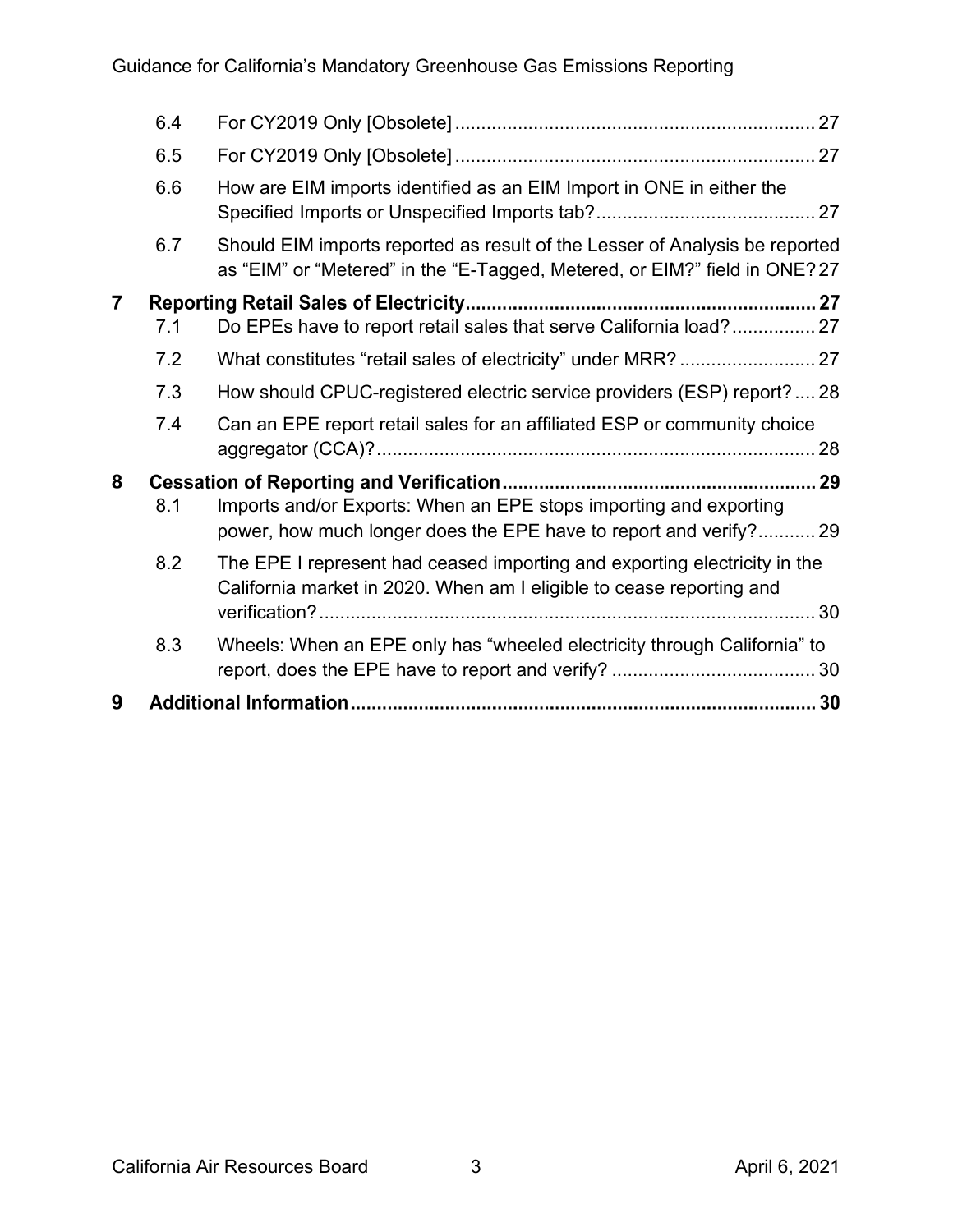6.4 For CY2019 Only [Obsolete] .................................................................... 27

6.5 For CY2019 Only [Obsolete] .................................................................... 27

6.6 How are EIM imports identified as an EIM Import in ONE in either the Specified Imports or Unspecified Imports tab? .......................................... 27

6.7 Should EIM imports reported as result of the Lesser of Analysis be reported as “EIM” or “Metered” in the “E-Tagged, Metered, or EIM?” field in ONE? 27

**7 Reporting Retail Sales of Electricity .................................................................. 27**

7.1 Do EPEs have to report retail sales that serve California load? ................ 27

7.2 What constitutes “retail sales of electricity” under MRR? .......................... 27

7.3 How should CPUC-registered electric service providers (ESP) report? .... 28

7.4 Can an EPE report retail sales for an affiliated ESP or community choice aggregator (CCA)? ..................................................................................... 28

**8 Cessation of Reporting and Verification ............................................................ 29**

8.1 Imports and/or Exports: When an EPE stops importing and exporting power, how much longer does the EPE have to report and verify? ........... 29

8.2 The EPE I represent had ceased importing and exporting electricity in the California market in 2020. When am I eligible to cease reporting and verification? ............................................................................................... 30

8.3 Wheels: When an EPE only has “wheeled electricity through California” to report, does the EPE have to report and verify? ....................................... 30

**9 Additional Information ........................................................................................ 30**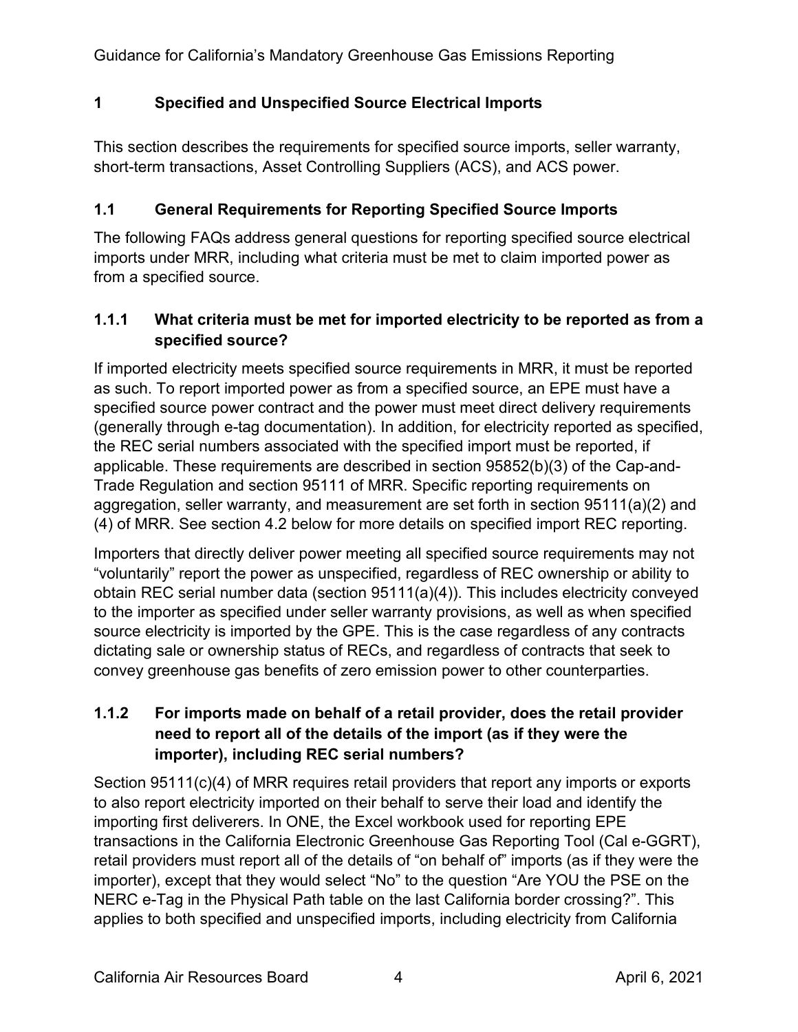# 1 Specified and Unspecified Source Electrical Imports

This section describes the requirements for specified source imports, seller warranty, short-term transactions, Asset Controlling Suppliers (ACS), and ACS power.

## 1.1 General Requirements for Reporting Specified Source Imports

The following FAQs address general questions for reporting specified source electrical imports under MRR, including what criteria must be met to claim imported power as from a specified source.

### 1.1.1 What criteria must be met for imported electricity to be reported as from a specified source?

If imported electricity meets specified source requirements in MRR, it must be reported as such. To report imported power as from a specified source, an EPE must have a specified source power contract and the power must meet direct delivery requirements (generally through e-tag documentation). In addition, for electricity reported as specified, the REC serial numbers associated with the specified import must be reported, if applicable. These requirements are described in section 95852(b)(3) of the Cap-and-Trade Regulation and section 95111 of MRR. Specific reporting requirements on aggregation, seller warranty, and measurement are set forth in section 95111(a)(2) and (4) of MRR. See section 4.2 below for more details on specified import REC reporting.

Importers that directly deliver power meeting all specified source requirements may not "voluntarily" report the power as unspecified, regardless of REC ownership or ability to obtain REC serial number data (section 95111(a)(4)). This includes electricity conveyed to the importer as specified under seller warranty provisions, as well as when specified source electricity is imported by the GPE. This is the case regardless of any contracts dictating sale or ownership status of RECs, and regardless of contracts that seek to convey greenhouse gas benefits of zero emission power to other counterparties.

### 1.1.2 For imports made on behalf of a retail provider, does the retail provider need to report all of the details of the import (as if they were the importer), including REC serial numbers?

Section 95111(c)(4) of MRR requires retail providers that report any imports or exports to also report electricity imported on their behalf to serve their load and identify the importing first deliverers. In ONE, the Excel workbook used for reporting EPE transactions in the California Electronic Greenhouse Gas Reporting Tool (Cal e-GGRT), retail providers must report all of the details of "on behalf of" imports (as if they were the importer), except that they would select "No" to the question "Are YOU the PSE on the NERC e-Tag in the Physical Path table on the last California border crossing?". This applies to both specified and unspecified imports, including electricity from California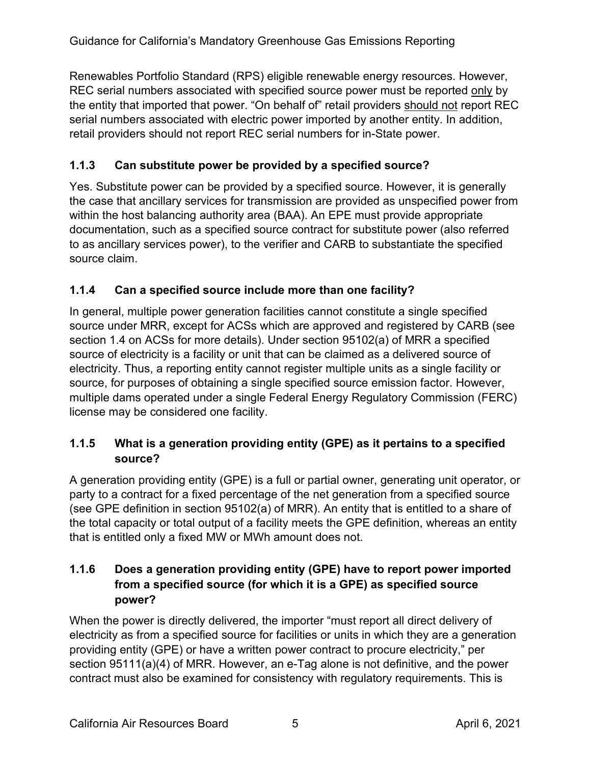Renewables Portfolio Standard (RPS) eligible renewable energy resources. However, REC serial numbers associated with specified source power must be reported only by the entity that imported that power. "On behalf of" retail providers should not report REC serial numbers associated with electric power imported by another entity. In addition, retail providers should not report REC serial numbers for in-State power.

### 1.1.3 Can substitute power be provided by a specified source?

Yes. Substitute power can be provided by a specified source. However, it is generally the case that ancillary services for transmission are provided as unspecified power from within the host balancing authority area (BAA). An EPE must provide appropriate documentation, such as a specified source contract for substitute power (also referred to as ancillary services power), to the verifier and CARB to substantiate the specified source claim.

### 1.1.4 Can a specified source include more than one facility?

In general, multiple power generation facilities cannot constitute a single specified source under MRR, except for ACSs which are approved and registered by CARB (see section 1.4 on ACSs for more details). Under section 95102(a) of MRR a specified source of electricity is a facility or unit that can be claimed as a delivered source of electricity. Thus, a reporting entity cannot register multiple units as a single facility or source, for purposes of obtaining a single specified source emission factor. However, multiple dams operated under a single Federal Energy Regulatory Commission (FERC) license may be considered one facility.

### 1.1.5 What is a generation providing entity (GPE) as it pertains to a specified source?

A generation providing entity (GPE) is a full or partial owner, generating unit operator, or party to a contract for a fixed percentage of the net generation from a specified source (see GPE definition in section 95102(a) of MRR). An entity that is entitled to a share of the total capacity or total output of a facility meets the GPE definition, whereas an entity that is entitled only a fixed MW or MWh amount does not.

### 1.1.6 Does a generation providing entity (GPE) have to report power imported from a specified source (for which it is a GPE) as specified source power?

When the power is directly delivered, the importer "must report all direct delivery of electricity as from a specified source for facilities or units in which they are a generation providing entity (GPE) or have a written power contract to procure electricity," per section 95111(a)(4) of MRR. However, an e-Tag alone is not definitive, and the power contract must also be examined for consistency with regulatory requirements. This is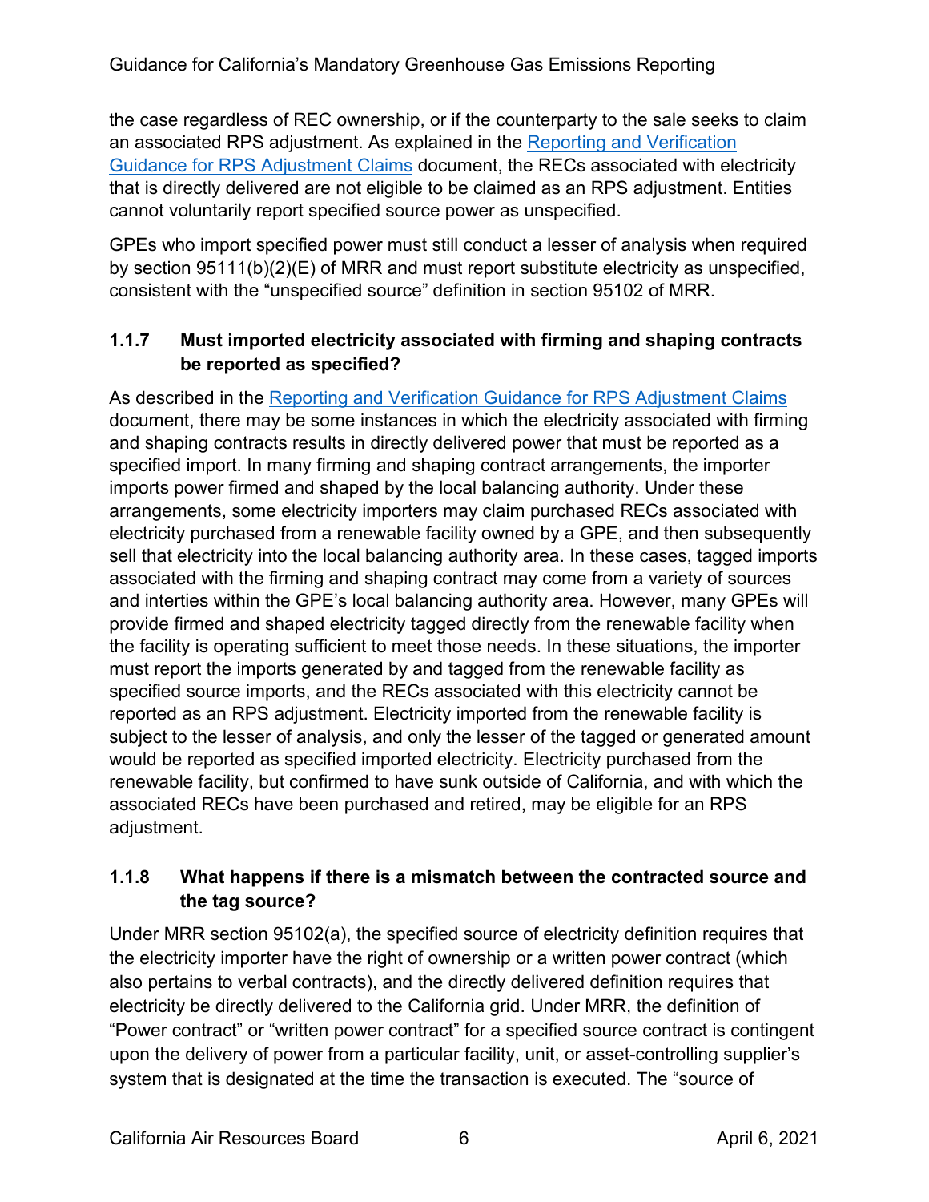the case regardless of REC ownership, or if the counterparty to the sale seeks to claim an associated RPS adjustment. As explained in the [Reporting and Verification Guidance for RPS Adjustment Claims] document, the RECs associated with electricity that is directly delivered are not eligible to be claimed as an RPS adjustment. Entities cannot voluntarily report specified source power as unspecified.

GPEs who import specified power must still conduct a lesser of analysis when required by section 95111(b)(2)(E) of MRR and must report substitute electricity as unspecified, consistent with the "unspecified source" definition in section 95102 of MRR.

### 1.1.7 Must imported electricity associated with firming and shaping contracts be reported as specified?

As described in the [Reporting and Verification Guidance for RPS Adjustment Claims] document, there may be some instances in which the electricity associated with firming and shaping contracts results in directly delivered power that must be reported as a specified import. In many firming and shaping contract arrangements, the importer imports power firmed and shaped by the local balancing authority. Under these arrangements, some electricity importers may claim purchased RECs associated with electricity purchased from a renewable facility owned by a GPE, and then subsequently sell that electricity into the local balancing authority area. In these cases, tagged imports associated with the firming and shaping contract may come from a variety of sources and interties within the GPE's local balancing authority area. However, many GPEs will provide firmed and shaped electricity tagged directly from the renewable facility when the facility is operating sufficient to meet those needs. In these situations, the importer must report the imports generated by and tagged from the renewable facility as specified source imports, and the RECs associated with this electricity cannot be reported as an RPS adjustment. Electricity imported from the renewable facility is subject to the lesser of analysis, and only the lesser of the tagged or generated amount would be reported as specified imported electricity. Electricity purchased from the renewable facility, but confirmed to have sunk outside of California, and with which the associated RECs have been purchased and retired, may be eligible for an RPS adjustment.

### 1.1.8 What happens if there is a mismatch between the contracted source and the tag source?

Under MRR section 95102(a), the specified source of electricity definition requires that the electricity importer have the right of ownership or a written power contract (which also pertains to verbal contracts), and the directly delivered definition requires that electricity be directly delivered to the California grid. Under MRR, the definition of "Power contract" or "written power contract" for a specified source contract is contingent upon the delivery of power from a particular facility, unit, or asset-controlling supplier's system that is designated at the time the transaction is executed. The "source of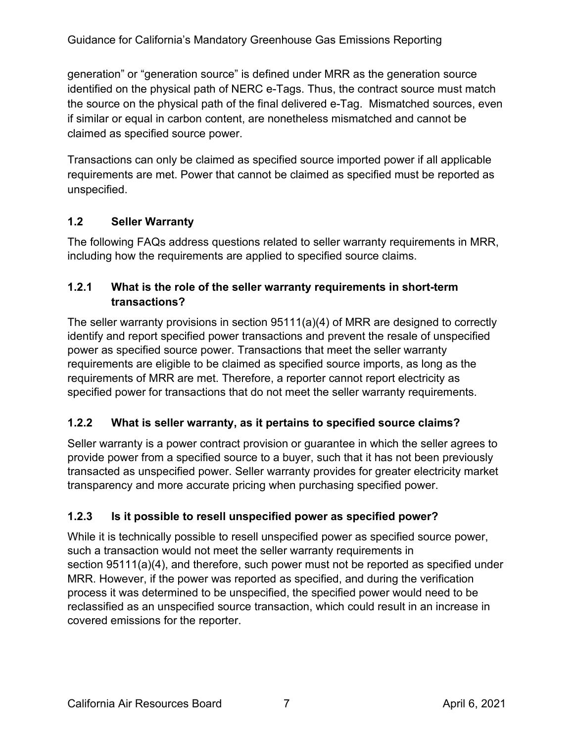generation" or "generation source" is defined under MRR as the generation source identified on the physical path of NERC e-Tags. Thus, the contract source must match the source on the physical path of the final delivered e-Tag. Mismatched sources, even if similar or equal in carbon content, are nonetheless mismatched and cannot be claimed as specified source power.

Transactions can only be claimed as specified source imported power if all applicable requirements are met. Power that cannot be claimed as specified must be reported as unspecified.

## 1.2 Seller Warranty

The following FAQs address questions related to seller warranty requirements in MRR, including how the requirements are applied to specified source claims.

### 1.2.1 What is the role of the seller warranty requirements in short-term transactions?

The seller warranty provisions in section 95111(a)(4) of MRR are designed to correctly identify and report specified power transactions and prevent the resale of unspecified power as specified source power. Transactions that meet the seller warranty requirements are eligible to be claimed as specified source imports, as long as the requirements of MRR are met. Therefore, a reporter cannot report electricity as specified power for transactions that do not meet the seller warranty requirements.

### 1.2.2 What is seller warranty, as it pertains to specified source claims?

Seller warranty is a power contract provision or guarantee in which the seller agrees to provide power from a specified source to a buyer, such that it has not been previously transacted as unspecified power. Seller warranty provides for greater electricity market transparency and more accurate pricing when purchasing specified power.

### 1.2.3 Is it possible to resell unspecified power as specified power?

While it is technically possible to resell unspecified power as specified source power, such a transaction would not meet the seller warranty requirements in section 95111(a)(4), and therefore, such power must not be reported as specified under MRR. However, if the power was reported as specified, and during the verification process it was determined to be unspecified, the specified power would need to be reclassified as an unspecified source transaction, which could result in an increase in covered emissions for the reporter.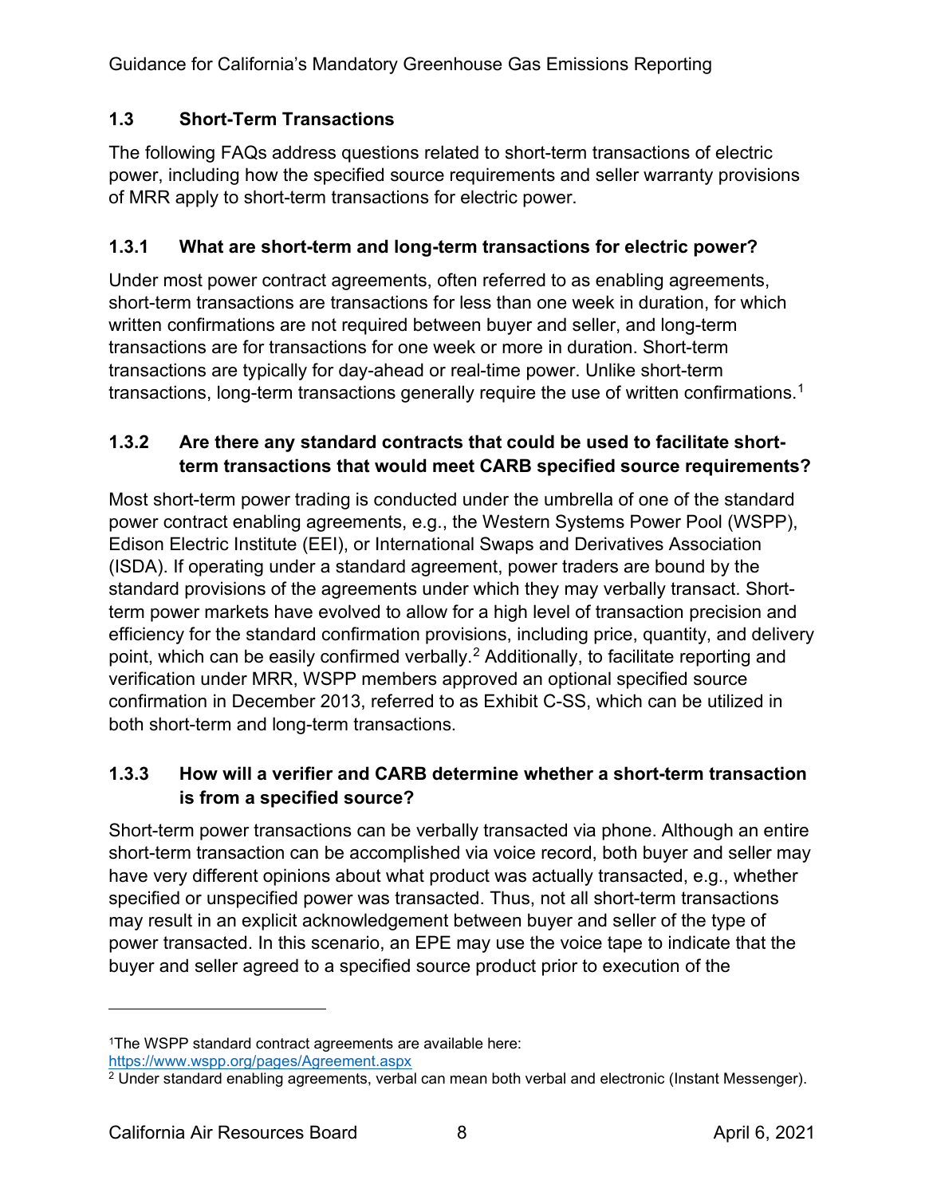### 1.3 Short-Term Transactions

The following FAQs address questions related to short-term transactions of electric power, including how the specified source requirements and seller warranty provisions of MRR apply to short-term transactions for electric power.

#### 1.3.1 What are short-term and long-term transactions for electric power?

Under most power contract agreements, often referred to as enabling agreements, short-term transactions are transactions for less than one week in duration, for which written confirmations are not required between buyer and seller, and long-term transactions are for transactions for one week or more in duration. Short-term transactions are typically for day-ahead or real-time power. Unlike short-term transactions, long-term transactions generally require the use of written confirmations.[1]

#### 1.3.2 Are there any standard contracts that could be used to facilitate short-term transactions that would meet CARB specified source requirements?

Most short-term power trading is conducted under the umbrella of one of the standard power contract enabling agreements, e.g., the Western Systems Power Pool (WSPP), Edison Electric Institute (EEI), or International Swaps and Derivatives Association (ISDA). If operating under a standard agreement, power traders are bound by the standard provisions of the agreements under which they may verbally transact. Short-term power markets have evolved to allow for a high level of transaction precision and efficiency for the standard confirmation provisions, including price, quantity, and delivery point, which can be easily confirmed verbally.[2] Additionally, to facilitate reporting and verification under MRR, WSPP members approved an optional specified source confirmation in December 2013, referred to as Exhibit C-SS, which can be utilized in both short-term and long-term transactions.

#### 1.3.3 How will a verifier and CARB determine whether a short-term transaction is from a specified source?

Short-term power transactions can be verbally transacted via phone. Although an entire short-term transaction can be accomplished via voice record, both buyer and seller may have very different opinions about what product was actually transacted, e.g., whether specified or unspecified power was transacted. Thus, not all short-term transactions may result in an explicit acknowledgement between buyer and seller of the type of power transacted. In this scenario, an EPE may use the voice tape to indicate that the buyer and seller agreed to a specified source product prior to execution of the

---

[1] The WSPP standard contract agreements are available here: https://www.wspp.org/pages/Agreement.aspx

[2] Under standard enabling agreements, verbal can mean both verbal and electronic (Instant Messenger).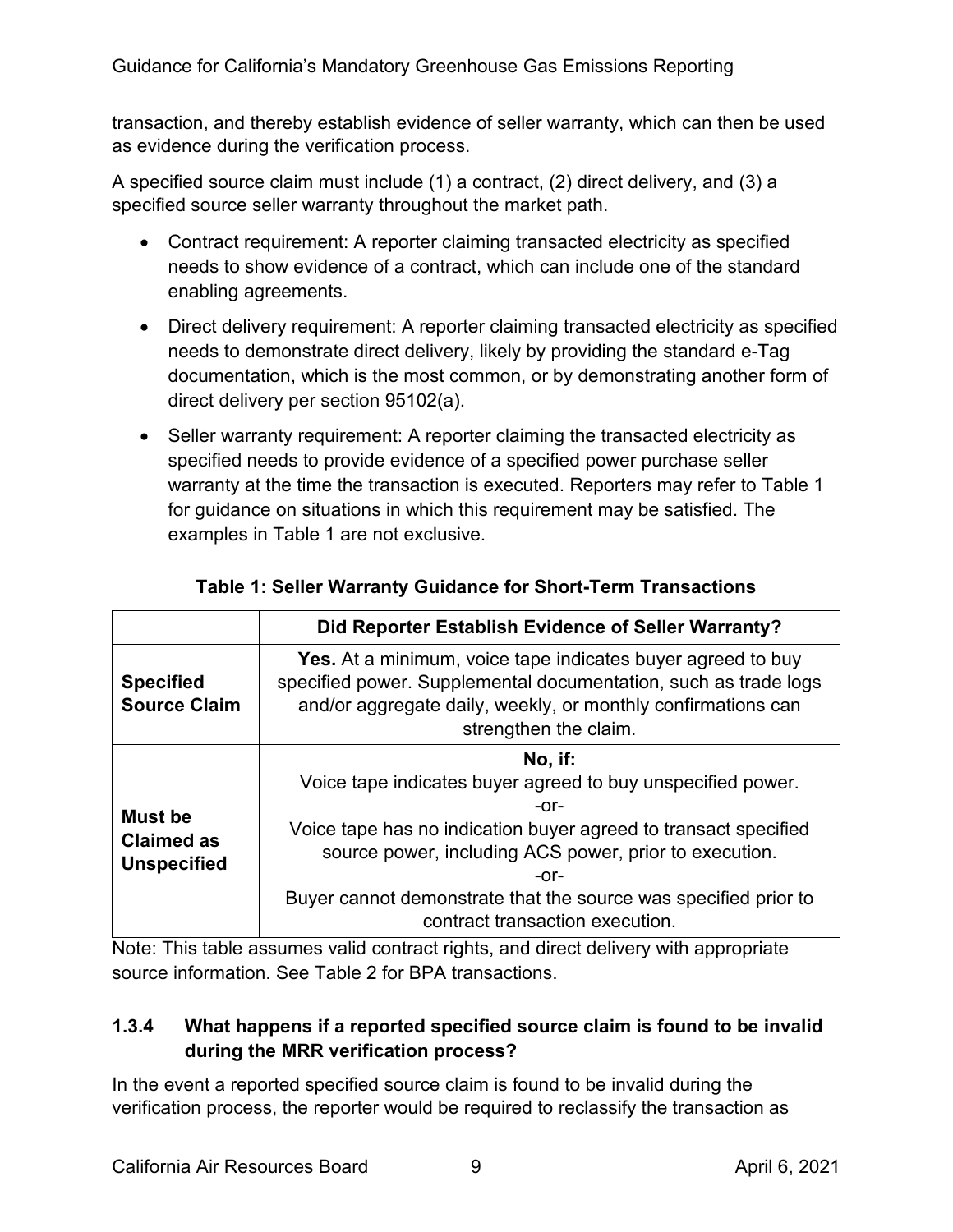transaction, and thereby establish evidence of seller warranty, which can then be used as evidence during the verification process.

A specified source claim must include (1) a contract, (2) direct delivery, and (3) a specified source seller warranty throughout the market path.

- Contract requirement: A reporter claiming transacted electricity as specified needs to show evidence of a contract, which can include one of the standard enabling agreements.
- Direct delivery requirement: A reporter claiming transacted electricity as specified needs to demonstrate direct delivery, likely by providing the standard e-Tag documentation, which is the most common, or by demonstrating another form of direct delivery per section 95102(a).
- Seller warranty requirement: A reporter claiming the transacted electricity as specified needs to provide evidence of a specified power purchase seller warranty at the time the transaction is executed. Reporters may refer to Table 1 for guidance on situations in which this requirement may be satisfied. The examples in Table 1 are not exclusive.

**Table 1: Seller Warranty Guidance for Short-Term Transactions**

| | Did Reporter Establish Evidence of Seller Warranty? |
|---|---|
| **Specified Source Claim** | **Yes.** At a minimum, voice tape indicates buyer agreed to buy specified power. Supplemental documentation, such as trade logs and/or aggregate daily, weekly, or monthly confirmations can strengthen the claim. |
| **Must be Claimed as Unspecified** | **No, if:** Voice tape indicates buyer agreed to buy unspecified power. -or- Voice tape has no indication buyer agreed to transact specified source power, including ACS power, prior to execution. -or- Buyer cannot demonstrate that the source was specified prior to contract transaction execution. |

Note: This table assumes valid contract rights, and direct delivery with appropriate source information. See Table 2 for BPA transactions.

### 1.3.4 What happens if a reported specified source claim is found to be invalid during the MRR verification process?

In the event a reported specified source claim is found to be invalid during the verification process, the reporter would be required to reclassify the transaction as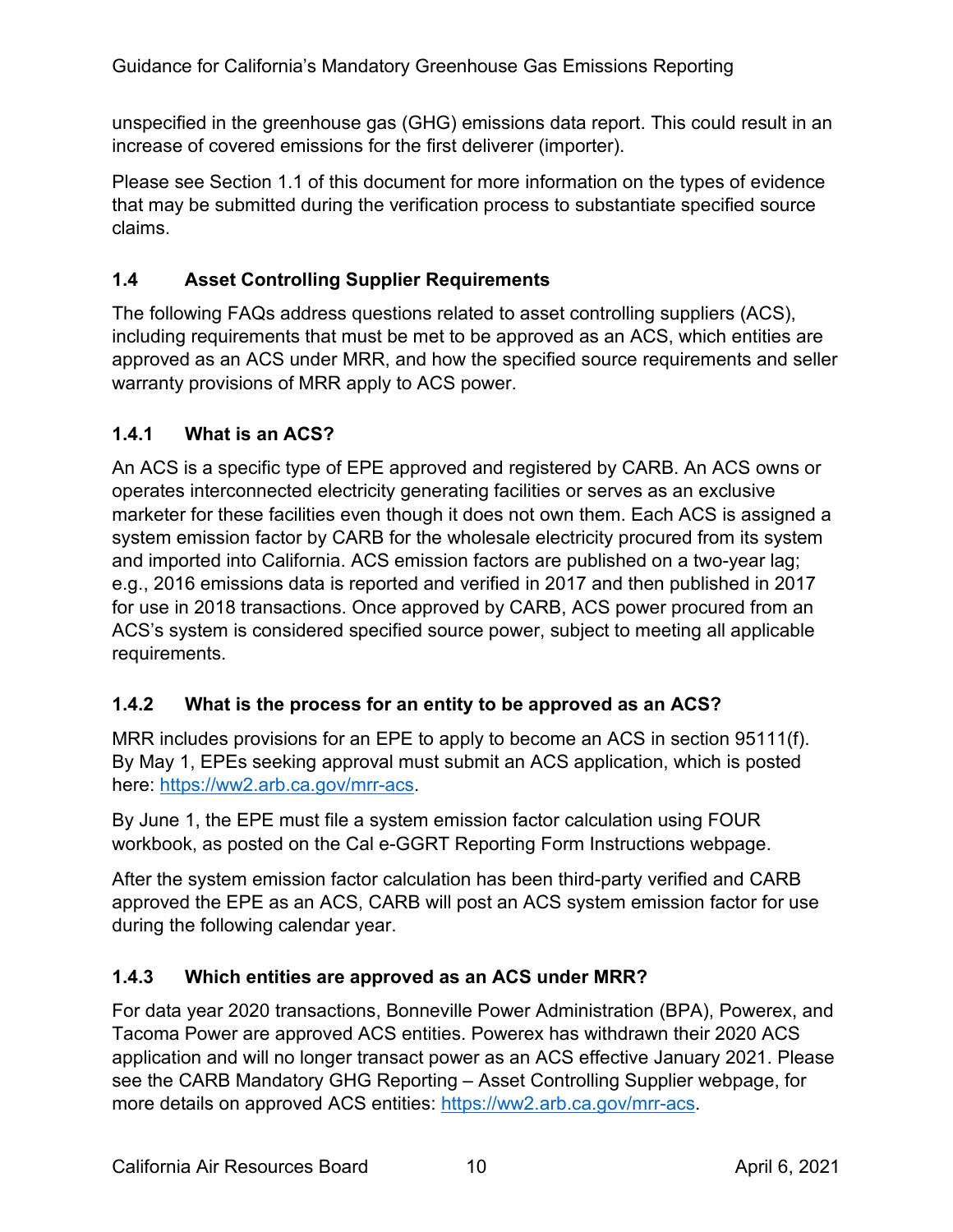unspecified in the greenhouse gas (GHG) emissions data report. This could result in an increase of covered emissions for the first deliverer (importer).

Please see Section 1.1 of this document for more information on the types of evidence that may be submitted during the verification process to substantiate specified source claims.

## 1.4 Asset Controlling Supplier Requirements

The following FAQs address questions related to asset controlling suppliers (ACS), including requirements that must be met to be approved as an ACS, which entities are approved as an ACS under MRR, and how the specified source requirements and seller warranty provisions of MRR apply to ACS power.

### 1.4.1 What is an ACS?

An ACS is a specific type of EPE approved and registered by CARB. An ACS owns or operates interconnected electricity generating facilities or serves as an exclusive marketer for these facilities even though it does not own them. Each ACS is assigned a system emission factor by CARB for the wholesale electricity procured from its system and imported into California. ACS emission factors are published on a two-year lag; e.g., 2016 emissions data is reported and verified in 2017 and then published in 2017 for use in 2018 transactions. Once approved by CARB, ACS power procured from an ACS's system is considered specified source power, subject to meeting all applicable requirements.

### 1.4.2 What is the process for an entity to be approved as an ACS?

MRR includes provisions for an EPE to apply to become an ACS in section 95111(f). By May 1, EPEs seeking approval must submit an ACS application, which is posted here: https://ww2.arb.ca.gov/mrr-acs.

By June 1, the EPE must file a system emission factor calculation using FOUR workbook, as posted on the Cal e-GGRT Reporting Form Instructions webpage.

After the system emission factor calculation has been third-party verified and CARB approved the EPE as an ACS, CARB will post an ACS system emission factor for use during the following calendar year.

### 1.4.3 Which entities are approved as an ACS under MRR?

For data year 2020 transactions, Bonneville Power Administration (BPA), Powerex, and Tacoma Power are approved ACS entities. Powerex has withdrawn their 2020 ACS application and will no longer transact power as an ACS effective January 2021. Please see the CARB Mandatory GHG Reporting – Asset Controlling Supplier webpage, for more details on approved ACS entities: https://ww2.arb.ca.gov/mrr-acs.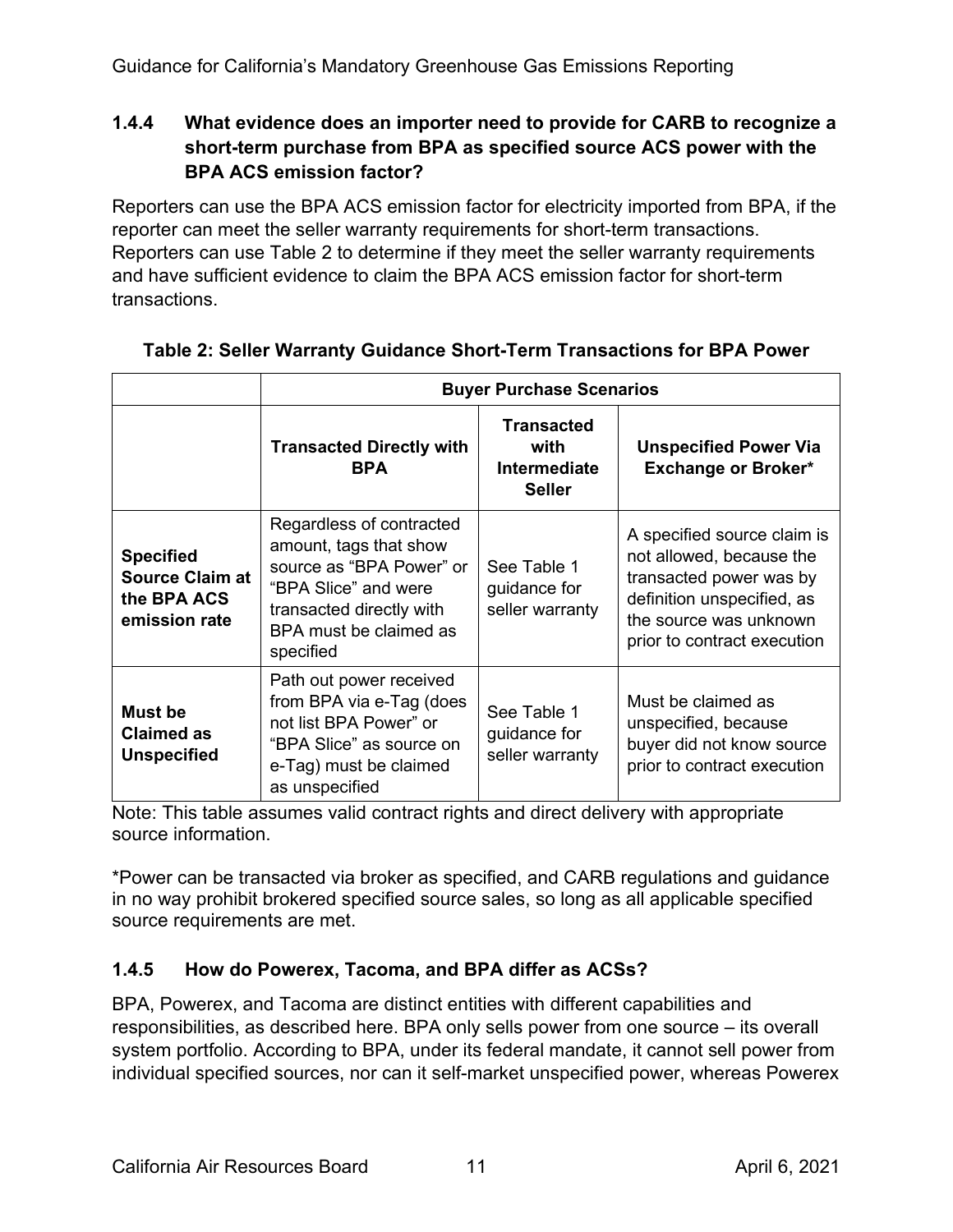### 1.4.4 What evidence does an importer need to provide for CARB to recognize a short-term purchase from BPA as specified source ACS power with the BPA ACS emission factor?

Reporters can use the BPA ACS emission factor for electricity imported from BPA, if the reporter can meet the seller warranty requirements for short-term transactions. Reporters can use Table 2 to determine if they meet the seller warranty requirements and have sufficient evidence to claim the BPA ACS emission factor for short-term transactions.

**Table 2: Seller Warranty Guidance Short-Term Transactions for BPA Power**

| | Buyer Purchase Scenarios | | |
|---|---|---|---|
| | **Transacted Directly with BPA** | **Transacted with Intermediate Seller** | **Unspecified Power Via Exchange or Broker*** |
| **Specified Source Claim at the BPA ACS emission rate** | Regardless of contracted amount, tags that show source as "BPA Power" or "BPA Slice" and were transacted directly with BPA must be claimed as specified | See Table 1 guidance for seller warranty | A specified source claim is not allowed, because the transacted power was by definition unspecified, as the source was unknown prior to contract execution |
| **Must be Claimed as Unspecified** | Path out power received from BPA via e-Tag (does not list BPA Power" or "BPA Slice" as source on e-Tag) must be claimed as unspecified | See Table 1 guidance for seller warranty | Must be claimed as unspecified, because buyer did not know source prior to contract execution |

Note: This table assumes valid contract rights and direct delivery with appropriate source information.

*Power can be transacted via broker as specified, and CARB regulations and guidance in no way prohibit brokered specified source sales, so long as all applicable specified source requirements are met.

### 1.4.5 How do Powerex, Tacoma, and BPA differ as ACSs?

BPA, Powerex, and Tacoma are distinct entities with different capabilities and responsibilities, as described here. BPA only sells power from one source – its overall system portfolio. According to BPA, under its federal mandate, it cannot sell power from individual specified sources, nor can it self-market unspecified power, whereas Powerex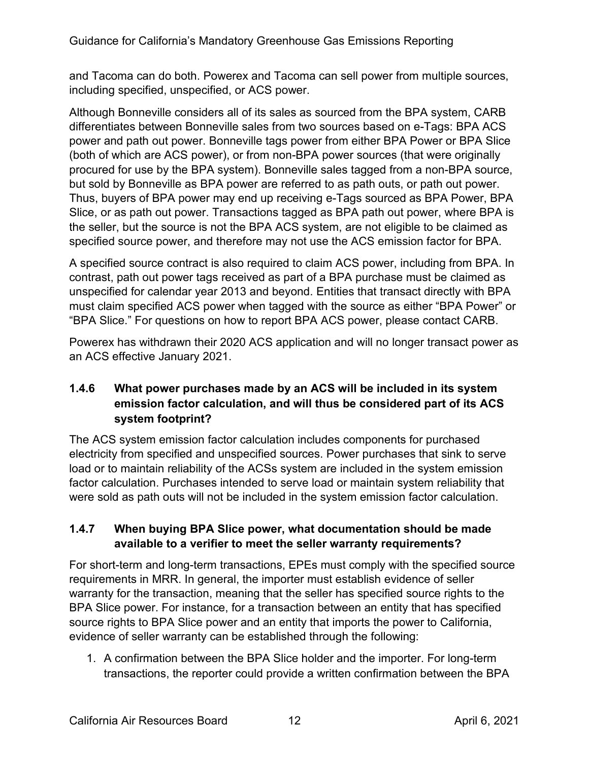and Tacoma can do both. Powerex and Tacoma can sell power from multiple sources, including specified, unspecified, or ACS power.

Although Bonneville considers all of its sales as sourced from the BPA system, CARB differentiates between Bonneville sales from two sources based on e-Tags: BPA ACS power and path out power. Bonneville tags power from either BPA Power or BPA Slice (both of which are ACS power), or from non-BPA power sources (that were originally procured for use by the BPA system). Bonneville sales tagged from a non-BPA source, but sold by Bonneville as BPA power are referred to as path outs, or path out power. Thus, buyers of BPA power may end up receiving e-Tags sourced as BPA Power, BPA Slice, or as path out power. Transactions tagged as BPA path out power, where BPA is the seller, but the source is not the BPA ACS system, are not eligible to be claimed as specified source power, and therefore may not use the ACS emission factor for BPA.

A specified source contract is also required to claim ACS power, including from BPA. In contrast, path out power tags received as part of a BPA purchase must be claimed as unspecified for calendar year 2013 and beyond. Entities that transact directly with BPA must claim specified ACS power when tagged with the source as either "BPA Power" or "BPA Slice." For questions on how to report BPA ACS power, please contact CARB.

Powerex has withdrawn their 2020 ACS application and will no longer transact power as an ACS effective January 2021.

### 1.4.6 What power purchases made by an ACS will be included in its system emission factor calculation, and will thus be considered part of its ACS system footprint?

The ACS system emission factor calculation includes components for purchased electricity from specified and unspecified sources. Power purchases that sink to serve load or to maintain reliability of the ACSs system are included in the system emission factor calculation. Purchases intended to serve load or maintain system reliability that were sold as path outs will not be included in the system emission factor calculation.

### 1.4.7 When buying BPA Slice power, what documentation should be made available to a verifier to meet the seller warranty requirements?

For short-term and long-term transactions, EPEs must comply with the specified source requirements in MRR. In general, the importer must establish evidence of seller warranty for the transaction, meaning that the seller has specified source rights to the BPA Slice power. For instance, for a transaction between an entity that has specified source rights to BPA Slice power and an entity that imports the power to California, evidence of seller warranty can be established through the following:

1. A confirmation between the BPA Slice holder and the importer. For long-term transactions, the reporter could provide a written confirmation between the BPA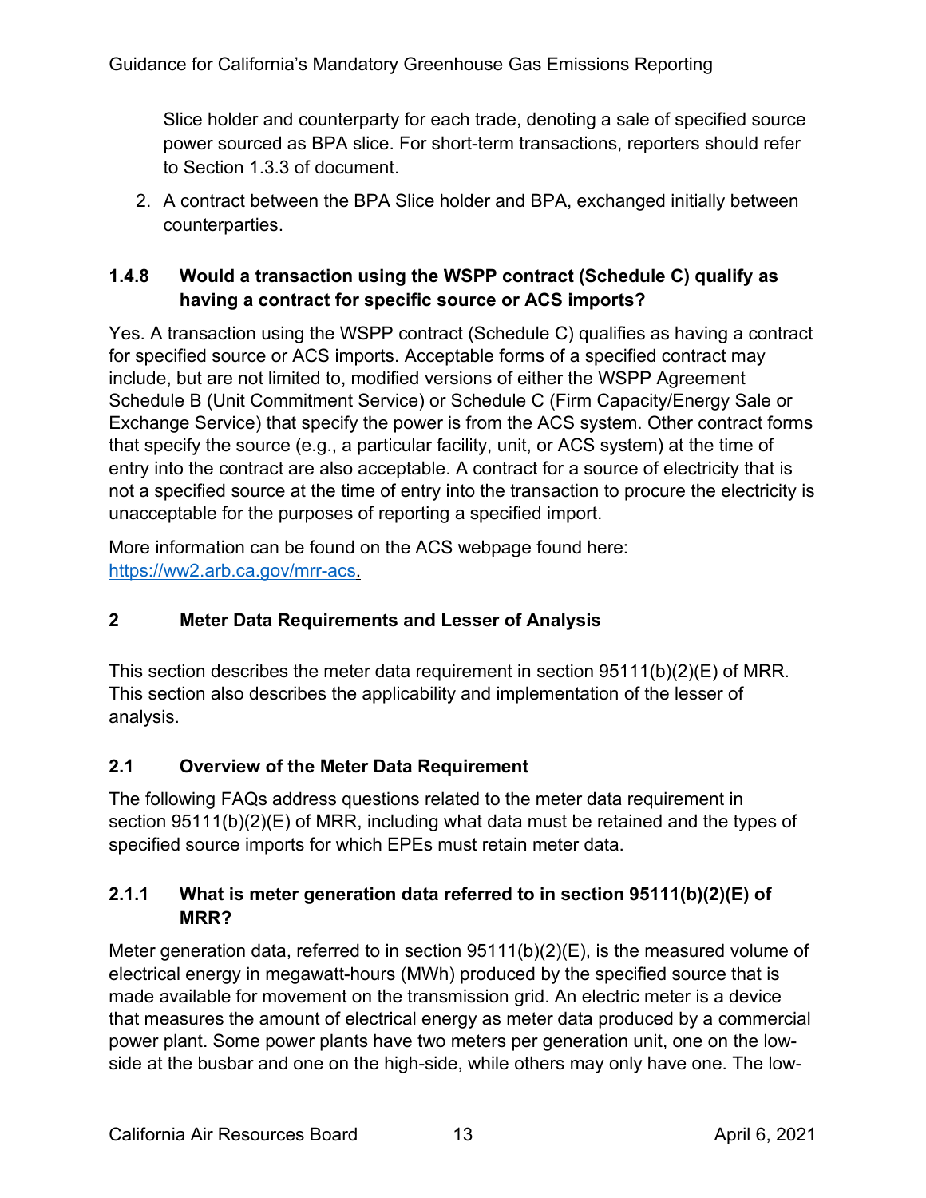Slice holder and counterparty for each trade, denoting a sale of specified source power sourced as BPA slice. For short-term transactions, reporters should refer to Section 1.3.3 of document.

2. A contract between the BPA Slice holder and BPA, exchanged initially between counterparties.

### 1.4.8 Would a transaction using the WSPP contract (Schedule C) qualify as having a contract for specific source or ACS imports?

Yes. A transaction using the WSPP contract (Schedule C) qualifies as having a contract for specified source or ACS imports. Acceptable forms of a specified contract may include, but are not limited to, modified versions of either the WSPP Agreement Schedule B (Unit Commitment Service) or Schedule C (Firm Capacity/Energy Sale or Exchange Service) that specify the power is from the ACS system. Other contract forms that specify the source (e.g., a particular facility, unit, or ACS system) at the time of entry into the contract are also acceptable. A contract for a source of electricity that is not a specified source at the time of entry into the transaction to procure the electricity is unacceptable for the purposes of reporting a specified import.

More information can be found on the ACS webpage found here: [https://ww2.arb.ca.gov/mrr-acs](https://ww2.arb.ca.gov/mrr-acs).

# 2 Meter Data Requirements and Lesser of Analysis

This section describes the meter data requirement in section 95111(b)(2)(E) of MRR. This section also describes the applicability and implementation of the lesser of analysis.

## 2.1 Overview of the Meter Data Requirement

The following FAQs address questions related to the meter data requirement in section 95111(b)(2)(E) of MRR, including what data must be retained and the types of specified source imports for which EPEs must retain meter data.

### 2.1.1 What is meter generation data referred to in section 95111(b)(2)(E) of MRR?

Meter generation data, referred to in section 95111(b)(2)(E), is the measured volume of electrical energy in megawatt-hours (MWh) produced by the specified source that is made available for movement on the transmission grid. An electric meter is a device that measures the amount of electrical energy as meter data produced by a commercial power plant. Some power plants have two meters per generation unit, one on the low-side at the busbar and one on the high-side, while others may only have one. The low-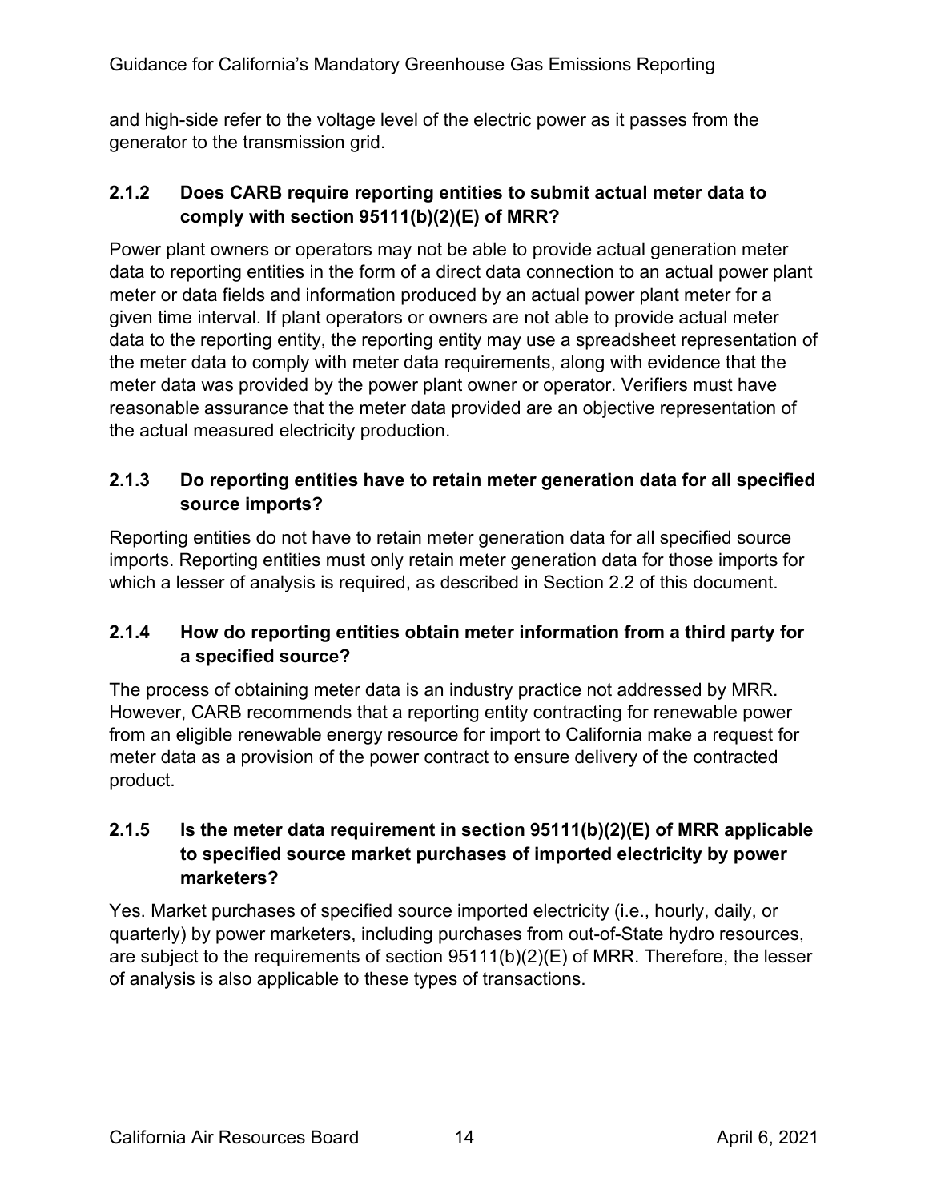and high-side refer to the voltage level of the electric power as it passes from the generator to the transmission grid.

### 2.1.2 Does CARB require reporting entities to submit actual meter data to comply with section 95111(b)(2)(E) of MRR?

Power plant owners or operators may not be able to provide actual generation meter data to reporting entities in the form of a direct data connection to an actual power plant meter or data fields and information produced by an actual power plant meter for a given time interval. If plant operators or owners are not able to provide actual meter data to the reporting entity, the reporting entity may use a spreadsheet representation of the meter data to comply with meter data requirements, along with evidence that the meter data was provided by the power plant owner or operator. Verifiers must have reasonable assurance that the meter data provided are an objective representation of the actual measured electricity production.

### 2.1.3 Do reporting entities have to retain meter generation data for all specified source imports?

Reporting entities do not have to retain meter generation data for all specified source imports. Reporting entities must only retain meter generation data for those imports for which a lesser of analysis is required, as described in Section 2.2 of this document.

### 2.1.4 How do reporting entities obtain meter information from a third party for a specified source?

The process of obtaining meter data is an industry practice not addressed by MRR. However, CARB recommends that a reporting entity contracting for renewable power from an eligible renewable energy resource for import to California make a request for meter data as a provision of the power contract to ensure delivery of the contracted product.

### 2.1.5 Is the meter data requirement in section 95111(b)(2)(E) of MRR applicable to specified source market purchases of imported electricity by power marketers?

Yes. Market purchases of specified source imported electricity (i.e., hourly, daily, or quarterly) by power marketers, including purchases from out-of-State hydro resources, are subject to the requirements of section 95111(b)(2)(E) of MRR. Therefore, the lesser of analysis is also applicable to these types of transactions.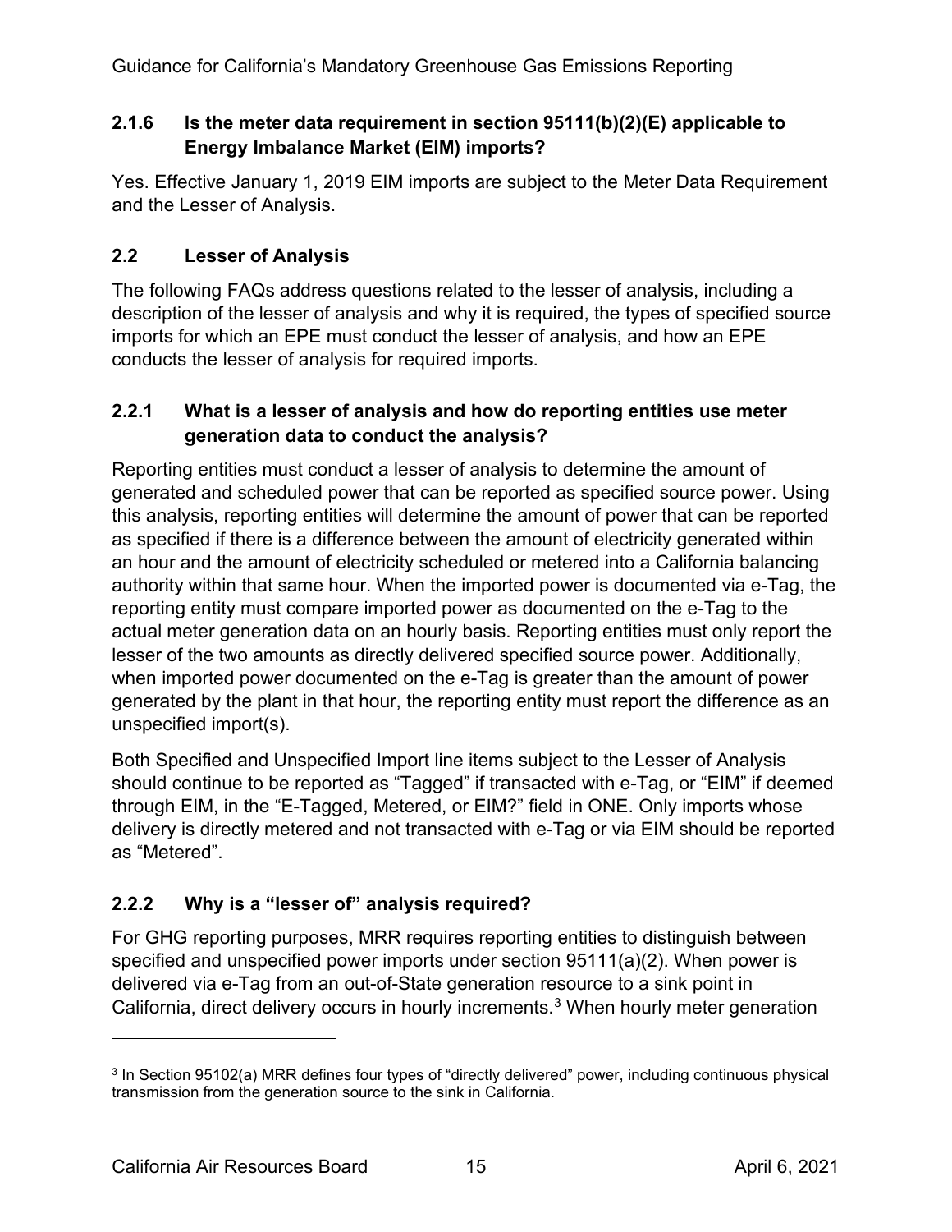### 2.1.6 Is the meter data requirement in section 95111(b)(2)(E) applicable to Energy Imbalance Market (EIM) imports?

Yes. Effective January 1, 2019 EIM imports are subject to the Meter Data Requirement and the Lesser of Analysis.

## 2.2 Lesser of Analysis

The following FAQs address questions related to the lesser of analysis, including a description of the lesser of analysis and why it is required, the types of specified source imports for which an EPE must conduct the lesser of analysis, and how an EPE conducts the lesser of analysis for required imports.

### 2.2.1 What is a lesser of analysis and how do reporting entities use meter generation data to conduct the analysis?

Reporting entities must conduct a lesser of analysis to determine the amount of generated and scheduled power that can be reported as specified source power. Using this analysis, reporting entities will determine the amount of power that can be reported as specified if there is a difference between the amount of electricity generated within an hour and the amount of electricity scheduled or metered into a California balancing authority within that same hour. When the imported power is documented via e-Tag, the reporting entity must compare imported power as documented on the e-Tag to the actual meter generation data on an hourly basis. Reporting entities must only report the lesser of the two amounts as directly delivered specified source power. Additionally, when imported power documented on the e-Tag is greater than the amount of power generated by the plant in that hour, the reporting entity must report the difference as an unspecified import(s).

Both Specified and Unspecified Import line items subject to the Lesser of Analysis should continue to be reported as "Tagged" if transacted with e-Tag, or "EIM" if deemed through EIM, in the "E-Tagged, Metered, or EIM?" field in ONE. Only imports whose delivery is directly metered and not transacted with e-Tag or via EIM should be reported as "Metered".

### 2.2.2 Why is a "lesser of" analysis required?

For GHG reporting purposes, MRR requires reporting entities to distinguish between specified and unspecified power imports under section 95111(a)(2). When power is delivered via e-Tag from an out-of-State generation resource to a sink point in California, direct delivery occurs in hourly increments.[3] When hourly meter generation

[3] In Section 95102(a) MRR defines four types of "directly delivered" power, including continuous physical transmission from the generation source to the sink in California.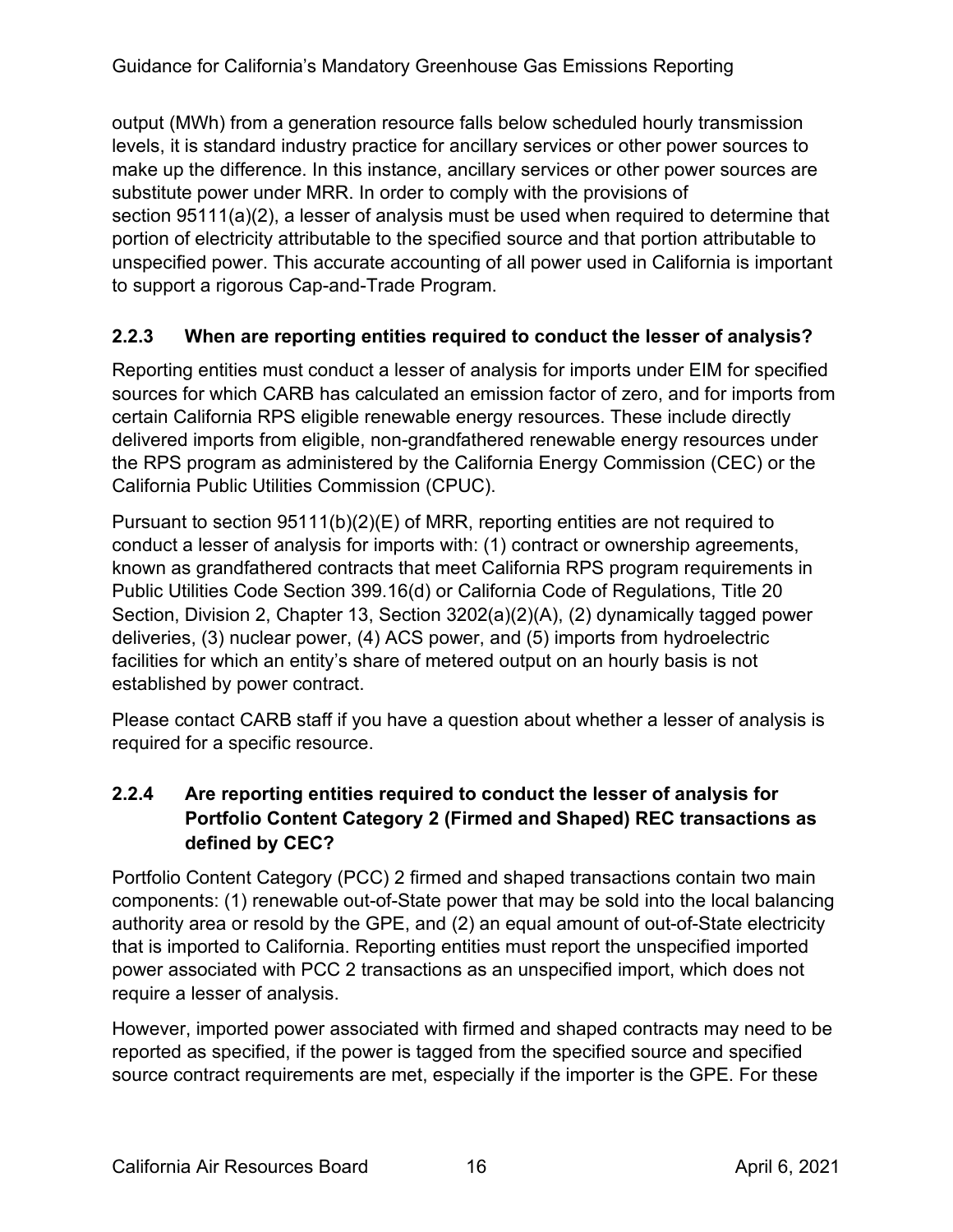output (MWh) from a generation resource falls below scheduled hourly transmission levels, it is standard industry practice for ancillary services or other power sources to make up the difference. In this instance, ancillary services or other power sources are substitute power under MRR. In order to comply with the provisions of section 95111(a)(2), a lesser of analysis must be used when required to determine that portion of electricity attributable to the specified source and that portion attributable to unspecified power. This accurate accounting of all power used in California is important to support a rigorous Cap-and-Trade Program.

### 2.2.3 When are reporting entities required to conduct the lesser of analysis?

Reporting entities must conduct a lesser of analysis for imports under EIM for specified sources for which CARB has calculated an emission factor of zero, and for imports from certain California RPS eligible renewable energy resources. These include directly delivered imports from eligible, non-grandfathered renewable energy resources under the RPS program as administered by the California Energy Commission (CEC) or the California Public Utilities Commission (CPUC).

Pursuant to section 95111(b)(2)(E) of MRR, reporting entities are not required to conduct a lesser of analysis for imports with: (1) contract or ownership agreements, known as grandfathered contracts that meet California RPS program requirements in Public Utilities Code Section 399.16(d) or California Code of Regulations, Title 20 Section, Division 2, Chapter 13, Section 3202(a)(2)(A), (2) dynamically tagged power deliveries, (3) nuclear power, (4) ACS power, and (5) imports from hydroelectric facilities for which an entity's share of metered output on an hourly basis is not established by power contract.

Please contact CARB staff if you have a question about whether a lesser of analysis is required for a specific resource.

### 2.2.4 Are reporting entities required to conduct the lesser of analysis for Portfolio Content Category 2 (Firmed and Shaped) REC transactions as defined by CEC?

Portfolio Content Category (PCC) 2 firmed and shaped transactions contain two main components: (1) renewable out-of-State power that may be sold into the local balancing authority area or resold by the GPE, and (2) an equal amount of out-of-State electricity that is imported to California. Reporting entities must report the unspecified imported power associated with PCC 2 transactions as an unspecified import, which does not require a lesser of analysis.

However, imported power associated with firmed and shaped contracts may need to be reported as specified, if the power is tagged from the specified source and specified source contract requirements are met, especially if the importer is the GPE. For these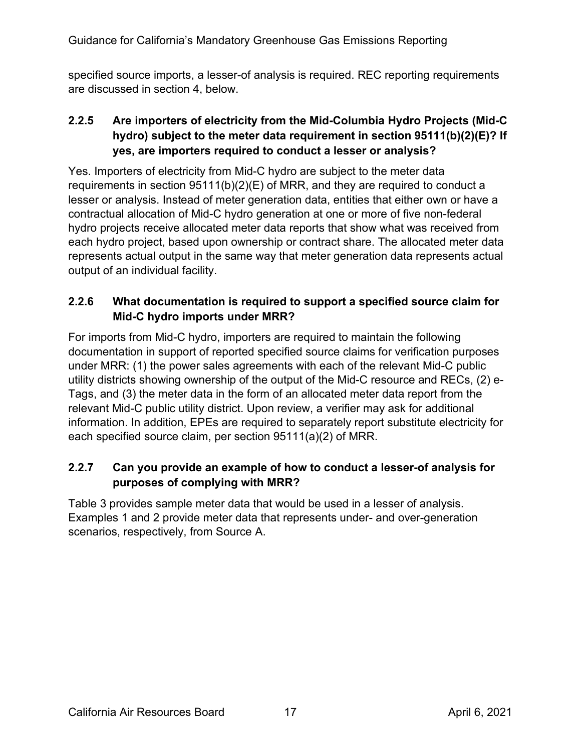specified source imports, a lesser-of analysis is required. REC reporting requirements are discussed in section 4, below.

### 2.2.5 Are importers of electricity from the Mid-Columbia Hydro Projects (Mid-C hydro) subject to the meter data requirement in section 95111(b)(2)(E)? If yes, are importers required to conduct a lesser or analysis?

Yes. Importers of electricity from Mid-C hydro are subject to the meter data requirements in section 95111(b)(2)(E) of MRR, and they are required to conduct a lesser or analysis. Instead of meter generation data, entities that either own or have a contractual allocation of Mid-C hydro generation at one or more of five non-federal hydro projects receive allocated meter data reports that show what was received from each hydro project, based upon ownership or contract share. The allocated meter data represents actual output in the same way that meter generation data represents actual output of an individual facility.

### 2.2.6 What documentation is required to support a specified source claim for Mid-C hydro imports under MRR?

For imports from Mid-C hydro, importers are required to maintain the following documentation in support of reported specified source claims for verification purposes under MRR: (1) the power sales agreements with each of the relevant Mid-C public utility districts showing ownership of the output of the Mid-C resource and RECs, (2) e-Tags, and (3) the meter data in the form of an allocated meter data report from the relevant Mid-C public utility district. Upon review, a verifier may ask for additional information. In addition, EPEs are required to separately report substitute electricity for each specified source claim, per section 95111(a)(2) of MRR.

### 2.2.7 Can you provide an example of how to conduct a lesser-of analysis for purposes of complying with MRR?

Table 3 provides sample meter data that would be used in a lesser of analysis. Examples 1 and 2 provide meter data that represents under- and over-generation scenarios, respectively, from Source A.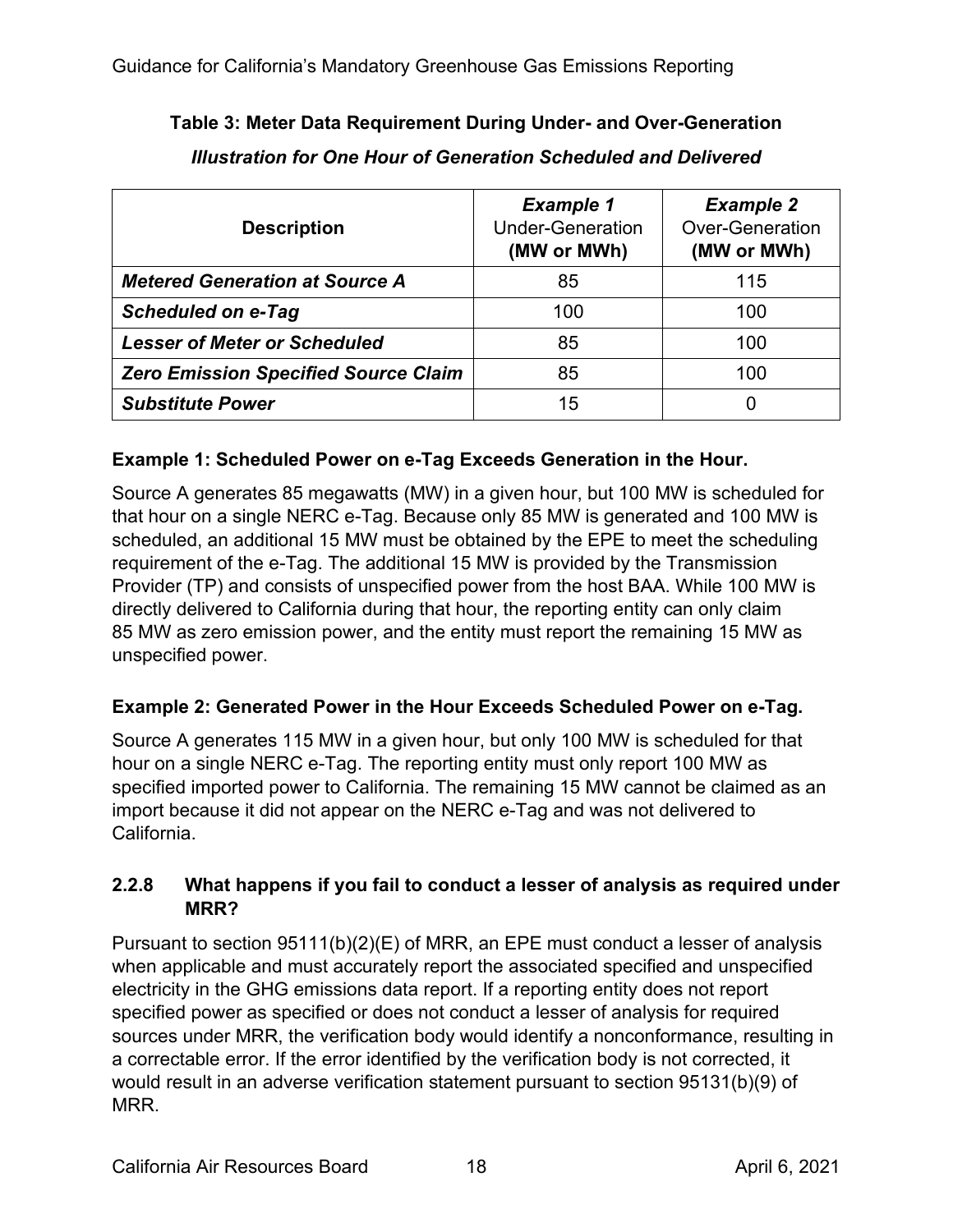**Table 3: Meter Data Requirement During Under- and Over-Generation**

***Illustration for One Hour of Generation Scheduled and Delivered***

| **Description** | ***Example 1*** Under-Generation **(MW or MWh)** | ***Example 2*** Over-Generation **(MW or MWh)** |
|---|---|---|
| ***Metered Generation at Source A*** | 85 | 115 |
| ***Scheduled on e-Tag*** | 100 | 100 |
| ***Lesser of Meter or Scheduled*** | 85 | 100 |
| ***Zero Emission Specified Source Claim*** | 85 | 100 |
| ***Substitute Power*** | 15 | 0 |

**Example 1: Scheduled Power on e-Tag Exceeds Generation in the Hour.**

Source A generates 85 megawatts (MW) in a given hour, but 100 MW is scheduled for that hour on a single NERC e-Tag. Because only 85 MW is generated and 100 MW is scheduled, an additional 15 MW must be obtained by the EPE to meet the scheduling requirement of the e-Tag. The additional 15 MW is provided by the Transmission Provider (TP) and consists of unspecified power from the host BAA. While 100 MW is directly delivered to California during that hour, the reporting entity can only claim 85 MW as zero emission power, and the entity must report the remaining 15 MW as unspecified power.

**Example 2: Generated Power in the Hour Exceeds Scheduled Power on e-Tag.**

Source A generates 115 MW in a given hour, but only 100 MW is scheduled for that hour on a single NERC e-Tag. The reporting entity must only report 100 MW as specified imported power to California. The remaining 15 MW cannot be claimed as an import because it did not appear on the NERC e-Tag and was not delivered to California.

### 2.2.8 What happens if you fail to conduct a lesser of analysis as required under MRR?

Pursuant to section 95111(b)(2)(E) of MRR, an EPE must conduct a lesser of analysis when applicable and must accurately report the associated specified and unspecified electricity in the GHG emissions data report. If a reporting entity does not report specified power as specified or does not conduct a lesser of analysis for required sources under MRR, the verification body would identify a nonconformance, resulting in a correctable error. If the error identified by the verification body is not corrected, it would result in an adverse verification statement pursuant to section 95131(b)(9) of MRR.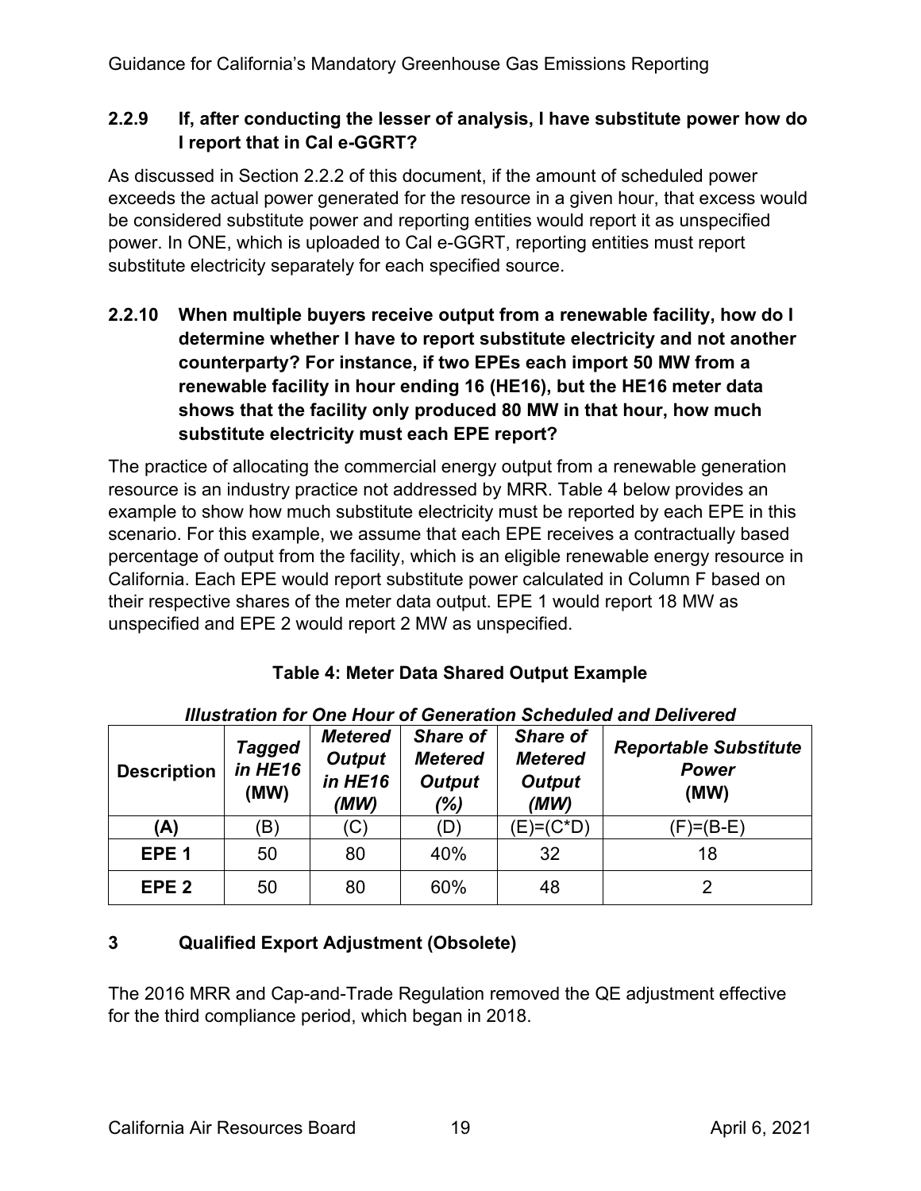### 2.2.9 If, after conducting the lesser of analysis, I have substitute power how do I report that in Cal e-GGRT?

As discussed in Section 2.2.2 of this document, if the amount of scheduled power exceeds the actual power generated for the resource in a given hour, that excess would be considered substitute power and reporting entities would report it as unspecified power. In ONE, which is uploaded to Cal e-GGRT, reporting entities must report substitute electricity separately for each specified source.

### 2.2.10 When multiple buyers receive output from a renewable facility, how do I determine whether I have to report substitute electricity and not another counterparty? For instance, if two EPEs each import 50 MW from a renewable facility in hour ending 16 (HE16), but the HE16 meter data shows that the facility only produced 80 MW in that hour, how much substitute electricity must each EPE report?

The practice of allocating the commercial energy output from a renewable generation resource is an industry practice not addressed by MRR. Table 4 below provides an example to show how much substitute electricity must be reported by each EPE in this scenario. For this example, we assume that each EPE receives a contractually based percentage of output from the facility, which is an eligible renewable energy resource in California. Each EPE would report substitute power calculated in Column F based on their respective shares of the meter data output. EPE 1 would report 18 MW as unspecified and EPE 2 would report 2 MW as unspecified.

**Table 4: Meter Data Shared Output Example**

***Illustration for One Hour of Generation Scheduled and Delivered***

| Description | *Tagged in HE16* (MW) | *Metered Output in HE16 (MW)* | *Share of Metered Output (%)* | *Share of Metered Output (MW)* | *Reportable Substitute Power* (MW) |
|---|---|---|---|---|---|
| **(A)** | (B) | (C) | (D) | (E)=(C*D) | (F)=(B-E) |
| **EPE 1** | 50 | 80 | 40% | 32 | 18 |
| **EPE 2** | 50 | 80 | 60% | 48 | 2 |

## 3 Qualified Export Adjustment (Obsolete)

The 2016 MRR and Cap-and-Trade Regulation removed the QE adjustment effective for the third compliance period, which began in 2018.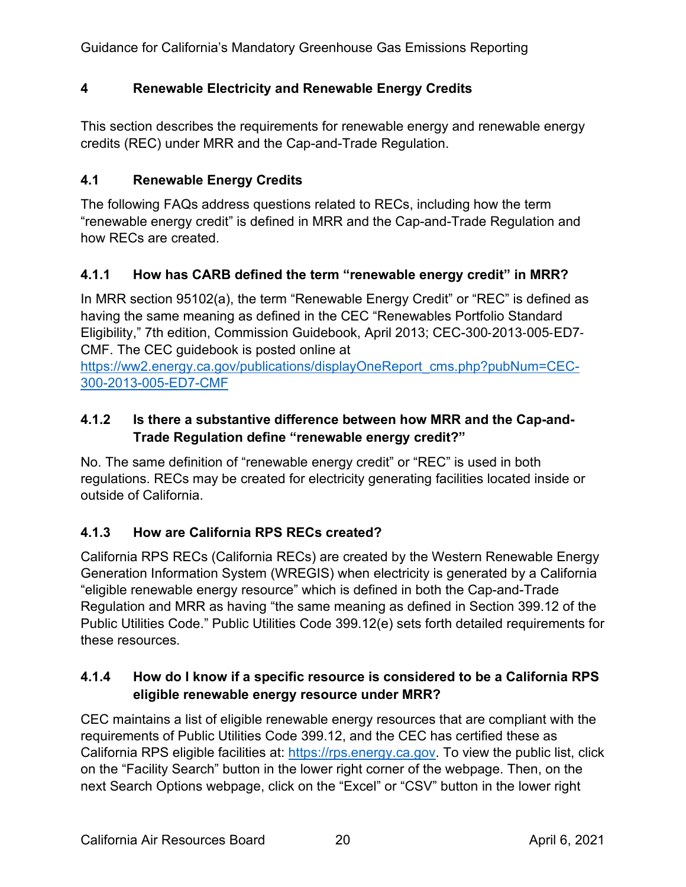# 4 Renewable Electricity and Renewable Energy Credits

This section describes the requirements for renewable energy and renewable energy credits (REC) under MRR and the Cap-and-Trade Regulation.

## 4.1 Renewable Energy Credits

The following FAQs address questions related to RECs, including how the term "renewable energy credit" is defined in MRR and the Cap-and-Trade Regulation and how RECs are created.

### 4.1.1 How has CARB defined the term "renewable energy credit" in MRR?

In MRR section 95102(a), the term "Renewable Energy Credit" or "REC" is defined as having the same meaning as defined in the CEC "Renewables Portfolio Standard Eligibility," 7th edition, Commission Guidebook, April 2013; CEC-300-2013-005-ED7-CMF. The CEC guidebook is posted online at [https://ww2.energy.ca.gov/publications/displayOneReport_cms.php?pubNum=CEC-300-2013-005-ED7-CMF](https://ww2.energy.ca.gov/publications/displayOneReport_cms.php?pubNum=CEC-300-2013-005-ED7-CMF)

### 4.1.2 Is there a substantive difference between how MRR and the Cap-and-Trade Regulation define "renewable energy credit?"

No. The same definition of "renewable energy credit" or "REC" is used in both regulations. RECs may be created for electricity generating facilities located inside or outside of California.

### 4.1.3 How are California RPS RECs created?

California RPS RECs (California RECs) are created by the Western Renewable Energy Generation Information System (WREGIS) when electricity is generated by a California "eligible renewable energy resource" which is defined in both the Cap-and-Trade Regulation and MRR as having "the same meaning as defined in Section 399.12 of the Public Utilities Code." Public Utilities Code 399.12(e) sets forth detailed requirements for these resources.

### 4.1.4 How do I know if a specific resource is considered to be a California RPS eligible renewable energy resource under MRR?

CEC maintains a list of eligible renewable energy resources that are compliant with the requirements of Public Utilities Code 399.12, and the CEC has certified these as California RPS eligible facilities at: [https://rps.energy.ca.gov](https://rps.energy.ca.gov). To view the public list, click on the "Facility Search" button in the lower right corner of the webpage. Then, on the next Search Options webpage, click on the "Excel" or "CSV" button in the lower right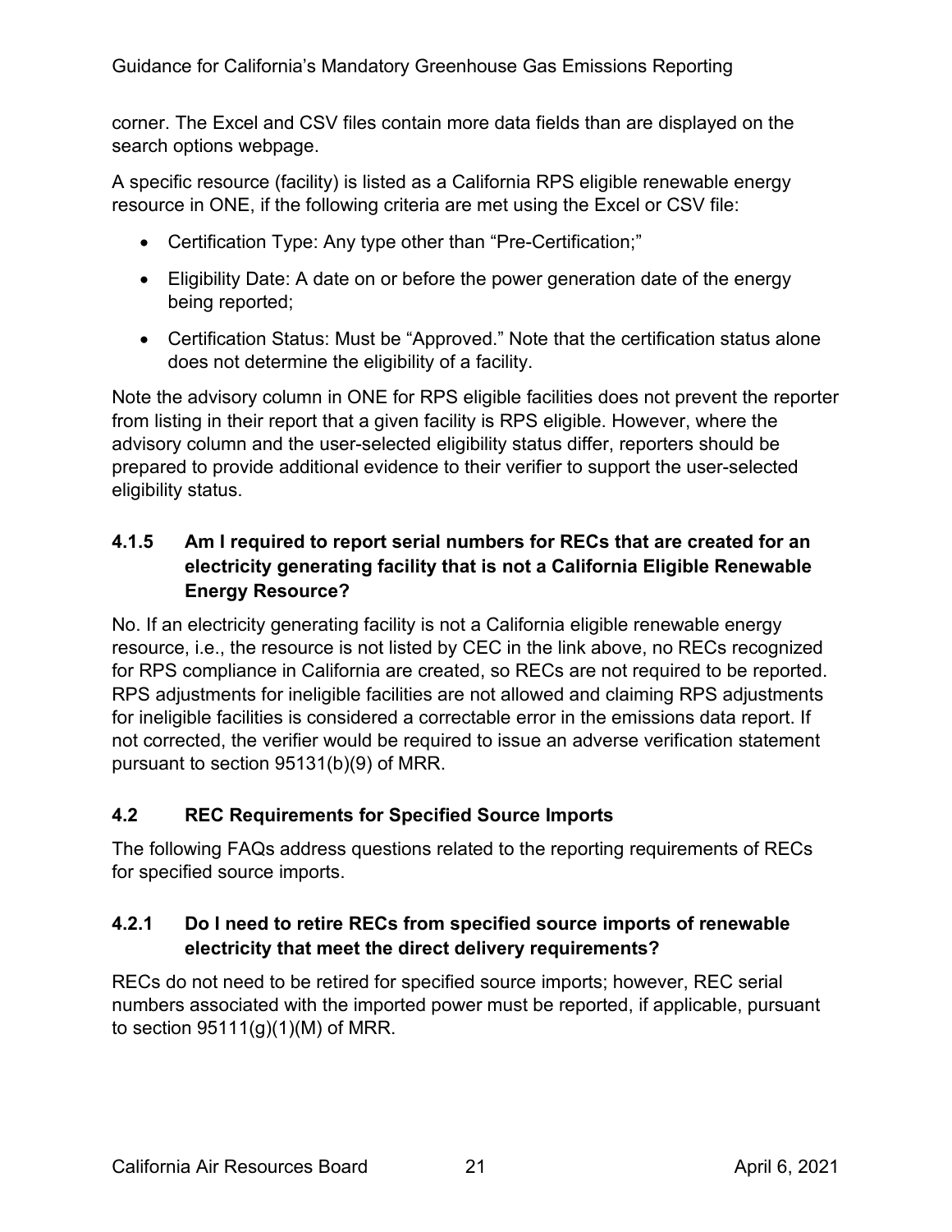corner. The Excel and CSV files contain more data fields than are displayed on the search options webpage.

A specific resource (facility) is listed as a California RPS eligible renewable energy resource in ONE, if the following criteria are met using the Excel or CSV file:

- Certification Type: Any type other than “Pre-Certification;”
- Eligibility Date: A date on or before the power generation date of the energy being reported;
- Certification Status: Must be “Approved.” Note that the certification status alone does not determine the eligibility of a facility.

Note the advisory column in ONE for RPS eligible facilities does not prevent the reporter from listing in their report that a given facility is RPS eligible. However, where the advisory column and the user-selected eligibility status differ, reporters should be prepared to provide additional evidence to their verifier to support the user-selected eligibility status.

### 4.1.5 Am I required to report serial numbers for RECs that are created for an electricity generating facility that is not a California Eligible Renewable Energy Resource?

No. If an electricity generating facility is not a California eligible renewable energy resource, i.e., the resource is not listed by CEC in the link above, no RECs recognized for RPS compliance in California are created, so RECs are not required to be reported. RPS adjustments for ineligible facilities are not allowed and claiming RPS adjustments for ineligible facilities is considered a correctable error in the emissions data report. If not corrected, the verifier would be required to issue an adverse verification statement pursuant to section 95131(b)(9) of MRR.

## 4.2 REC Requirements for Specified Source Imports

The following FAQs address questions related to the reporting requirements of RECs for specified source imports.

### 4.2.1 Do I need to retire RECs from specified source imports of renewable electricity that meet the direct delivery requirements?

RECs do not need to be retired for specified source imports; however, REC serial numbers associated with the imported power must be reported, if applicable, pursuant to section 95111(g)(1)(M) of MRR.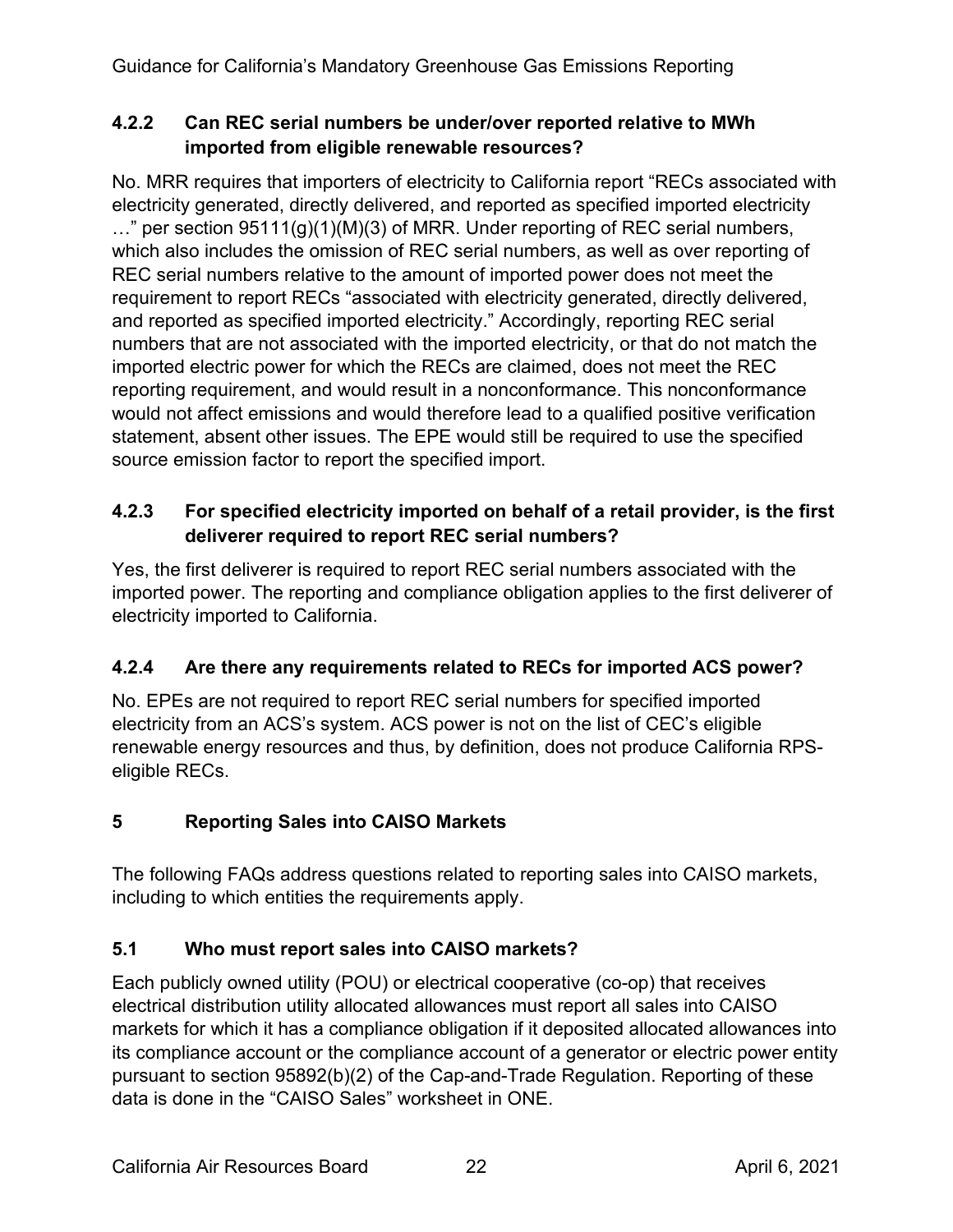### 4.2.2 Can REC serial numbers be under/over reported relative to MWh imported from eligible renewable resources?

No. MRR requires that importers of electricity to California report "RECs associated with electricity generated, directly delivered, and reported as specified imported electricity …" per section 95111(g)(1)(M)(3) of MRR. Under reporting of REC serial numbers, which also includes the omission of REC serial numbers, as well as over reporting of REC serial numbers relative to the amount of imported power does not meet the requirement to report RECs "associated with electricity generated, directly delivered, and reported as specified imported electricity." Accordingly, reporting REC serial numbers that are not associated with the imported electricity, or that do not match the imported electric power for which the RECs are claimed, does not meet the REC reporting requirement, and would result in a nonconformance. This nonconformance would not affect emissions and would therefore lead to a qualified positive verification statement, absent other issues. The EPE would still be required to use the specified source emission factor to report the specified import.

### 4.2.3 For specified electricity imported on behalf of a retail provider, is the first deliverer required to report REC serial numbers?

Yes, the first deliverer is required to report REC serial numbers associated with the imported power. The reporting and compliance obligation applies to the first deliverer of electricity imported to California.

### 4.2.4 Are there any requirements related to RECs for imported ACS power?

No. EPEs are not required to report REC serial numbers for specified imported electricity from an ACS's system. ACS power is not on the list of CEC's eligible renewable energy resources and thus, by definition, does not produce California RPS-eligible RECs.

# 5 Reporting Sales into CAISO Markets

The following FAQs address questions related to reporting sales into CAISO markets, including to which entities the requirements apply.

## 5.1 Who must report sales into CAISO markets?

Each publicly owned utility (POU) or electrical cooperative (co-op) that receives electrical distribution utility allocated allowances must report all sales into CAISO markets for which it has a compliance obligation if it deposited allocated allowances into its compliance account or the compliance account of a generator or electric power entity pursuant to section 95892(b)(2) of the Cap-and-Trade Regulation. Reporting of these data is done in the "CAISO Sales" worksheet in ONE.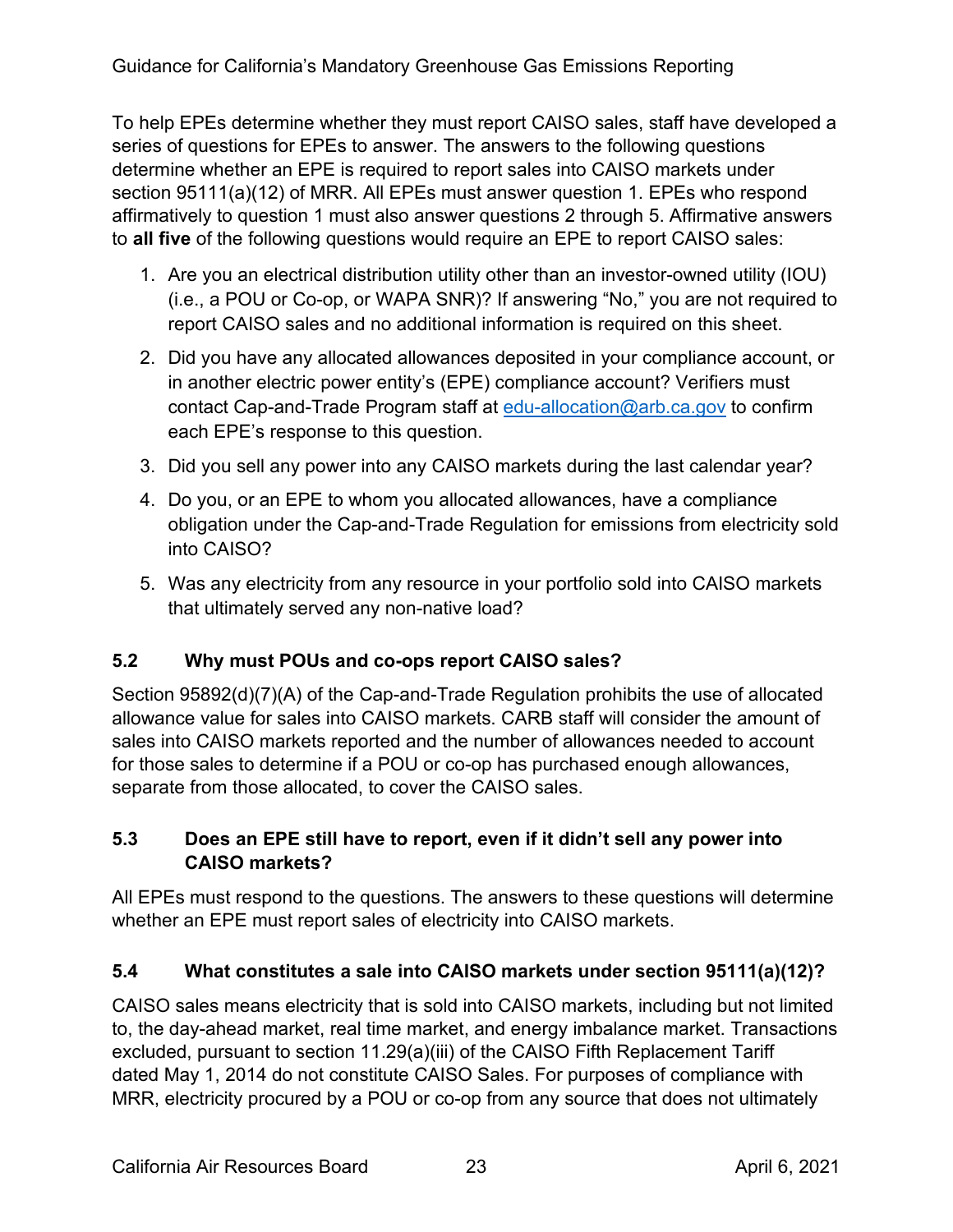To help EPEs determine whether they must report CAISO sales, staff have developed a series of questions for EPEs to answer. The answers to the following questions determine whether an EPE is required to report sales into CAISO markets under section 95111(a)(12) of MRR. All EPEs must answer question 1. EPEs who respond affirmatively to question 1 must also answer questions 2 through 5. Affirmative answers to **all five** of the following questions would require an EPE to report CAISO sales:

1. Are you an electrical distribution utility other than an investor-owned utility (IOU) (i.e., a POU or Co-op, or WAPA SNR)? If answering “No,” you are not required to report CAISO sales and no additional information is required on this sheet.
2. Did you have any allocated allowances deposited in your compliance account, or in another electric power entity’s (EPE) compliance account? Verifiers must contact Cap-and-Trade Program staff at [edu-allocation@arb.ca.gov](mailto:edu-allocation@arb.ca.gov) to confirm each EPE’s response to this question.
3. Did you sell any power into any CAISO markets during the last calendar year?
4. Do you, or an EPE to whom you allocated allowances, have a compliance obligation under the Cap-and-Trade Regulation for emissions from electricity sold into CAISO?
5. Was any electricity from any resource in your portfolio sold into CAISO markets that ultimately served any non-native load?

## 5.2 Why must POUs and co-ops report CAISO sales?

Section 95892(d)(7)(A) of the Cap-and-Trade Regulation prohibits the use of allocated allowance value for sales into CAISO markets. CARB staff will consider the amount of sales into CAISO markets reported and the number of allowances needed to account for those sales to determine if a POU or co-op has purchased enough allowances, separate from those allocated, to cover the CAISO sales.

## 5.3 Does an EPE still have to report, even if it didn’t sell any power into CAISO markets?

All EPEs must respond to the questions. The answers to these questions will determine whether an EPE must report sales of electricity into CAISO markets.

## 5.4 What constitutes a sale into CAISO markets under section 95111(a)(12)?

CAISO sales means electricity that is sold into CAISO markets, including but not limited to, the day-ahead market, real time market, and energy imbalance market. Transactions excluded, pursuant to section 11.29(a)(iii) of the CAISO Fifth Replacement Tariff dated May 1, 2014 do not constitute CAISO Sales. For purposes of compliance with MRR, electricity procured by a POU or co-op from any source that does not ultimately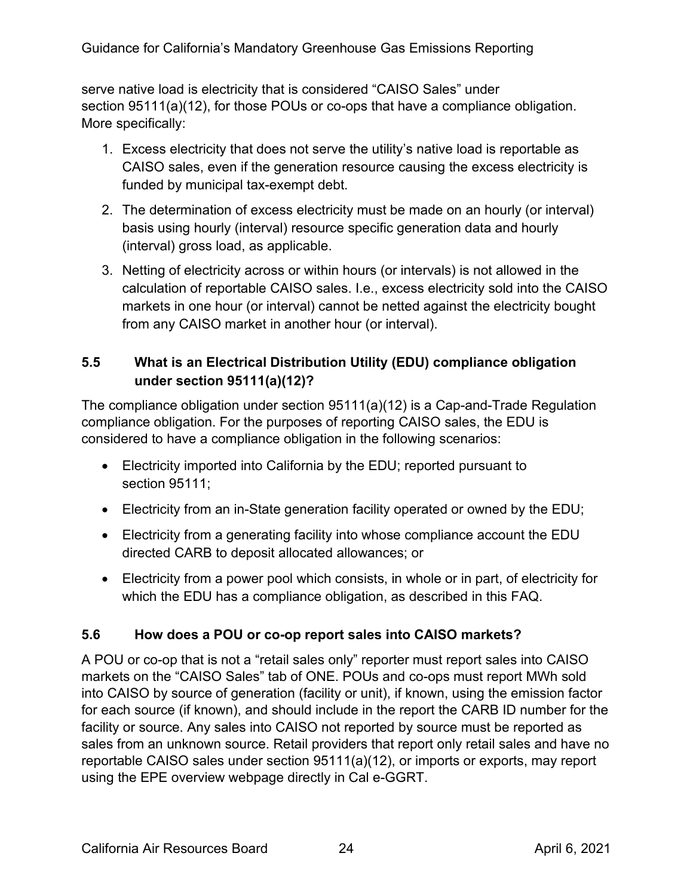serve native load is electricity that is considered “CAISO Sales” under section 95111(a)(12), for those POUs or co-ops that have a compliance obligation. More specifically:

1. Excess electricity that does not serve the utility’s native load is reportable as CAISO sales, even if the generation resource causing the excess electricity is funded by municipal tax-exempt debt.
2. The determination of excess electricity must be made on an hourly (or interval) basis using hourly (interval) resource specific generation data and hourly (interval) gross load, as applicable.
3. Netting of electricity across or within hours (or intervals) is not allowed in the calculation of reportable CAISO sales. I.e., excess electricity sold into the CAISO markets in one hour (or interval) cannot be netted against the electricity bought from any CAISO market in another hour (or interval).

### 5.5 What is an Electrical Distribution Utility (EDU) compliance obligation under section 95111(a)(12)?

The compliance obligation under section 95111(a)(12) is a Cap-and-Trade Regulation compliance obligation. For the purposes of reporting CAISO sales, the EDU is considered to have a compliance obligation in the following scenarios:

- Electricity imported into California by the EDU; reported pursuant to section 95111;
- Electricity from an in-State generation facility operated or owned by the EDU;
- Electricity from a generating facility into whose compliance account the EDU directed CARB to deposit allocated allowances; or
- Electricity from a power pool which consists, in whole or in part, of electricity for which the EDU has a compliance obligation, as described in this FAQ.

### 5.6 How does a POU or co-op report sales into CAISO markets?

A POU or co-op that is not a “retail sales only” reporter must report sales into CAISO markets on the “CAISO Sales” tab of ONE. POUs and co-ops must report MWh sold into CAISO by source of generation (facility or unit), if known, using the emission factor for each source (if known), and should include in the report the CARB ID number for the facility or source. Any sales into CAISO not reported by source must be reported as sales from an unknown source. Retail providers that report only retail sales and have no reportable CAISO sales under section 95111(a)(12), or imports or exports, may report using the EPE overview webpage directly in Cal e-GGRT.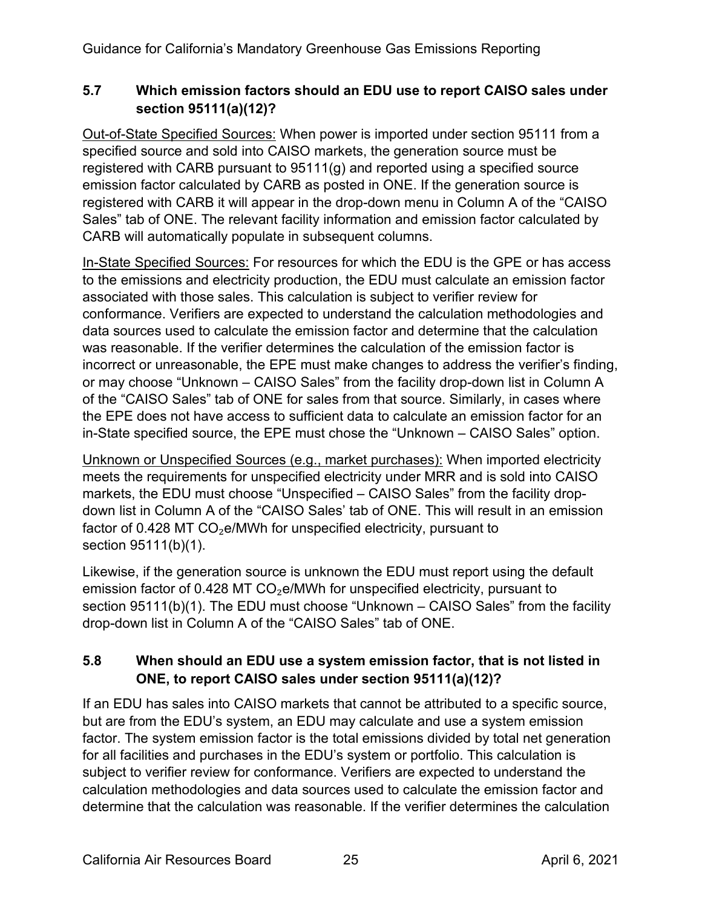### 5.7 Which emission factors should an EDU use to report CAISO sales under section 95111(a)(12)?

Out-of-State Specified Sources: When power is imported under section 95111 from a specified source and sold into CAISO markets, the generation source must be registered with CARB pursuant to 95111(g) and reported using a specified source emission factor calculated by CARB as posted in ONE. If the generation source is registered with CARB it will appear in the drop-down menu in Column A of the "CAISO Sales" tab of ONE. The relevant facility information and emission factor calculated by CARB will automatically populate in subsequent columns.

In-State Specified Sources: For resources for which the EDU is the GPE or has access to the emissions and electricity production, the EDU must calculate an emission factor associated with those sales. This calculation is subject to verifier review for conformance. Verifiers are expected to understand the calculation methodologies and data sources used to calculate the emission factor and determine that the calculation was reasonable. If the verifier determines the calculation of the emission factor is incorrect or unreasonable, the EPE must make changes to address the verifier's finding, or may choose "Unknown – CAISO Sales" from the facility drop-down list in Column A of the "CAISO Sales" tab of ONE for sales from that source. Similarly, in cases where the EPE does not have access to sufficient data to calculate an emission factor for an in-State specified source, the EPE must chose the "Unknown – CAISO Sales" option.

Unknown or Unspecified Sources (e.g., market purchases): When imported electricity meets the requirements for unspecified electricity under MRR and is sold into CAISO markets, the EDU must choose "Unspecified – CAISO Sales" from the facility drop-down list in Column A of the "CAISO Sales' tab of ONE. This will result in an emission factor of 0.428 MT $CO_2$e/MWh for unspecified electricity, pursuant to section 95111(b)(1).

Likewise, if the generation source is unknown the EDU must report using the default emission factor of 0.428 MT $CO_2$e/MWh for unspecified electricity, pursuant to section 95111(b)(1). The EDU must choose "Unknown – CAISO Sales" from the facility drop-down list in Column A of the "CAISO Sales" tab of ONE.

### 5.8 When should an EDU use a system emission factor, that is not listed in ONE, to report CAISO sales under section 95111(a)(12)?

If an EDU has sales into CAISO markets that cannot be attributed to a specific source, but are from the EDU's system, an EDU may calculate and use a system emission factor. The system emission factor is the total emissions divided by total net generation for all facilities and purchases in the EDU's system or portfolio. This calculation is subject to verifier review for conformance. Verifiers are expected to understand the calculation methodologies and data sources used to calculate the emission factor and determine that the calculation was reasonable. If the verifier determines the calculation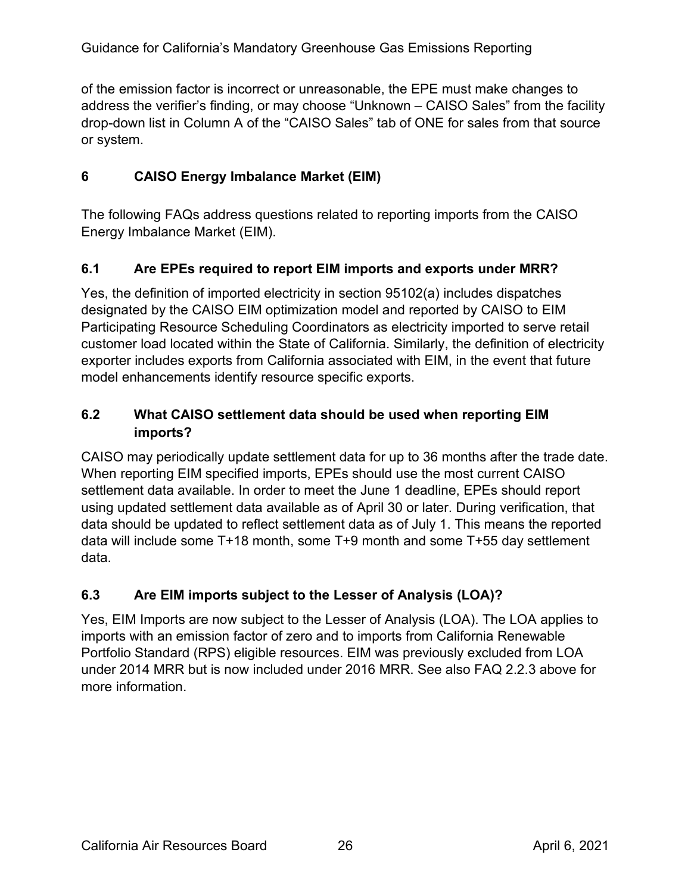of the emission factor is incorrect or unreasonable, the EPE must make changes to address the verifier's finding, or may choose "Unknown – CAISO Sales" from the facility drop-down list in Column A of the "CAISO Sales" tab of ONE for sales from that source or system.

# 6 CAISO Energy Imbalance Market (EIM)

The following FAQs address questions related to reporting imports from the CAISO Energy Imbalance Market (EIM).

## 6.1 Are EPEs required to report EIM imports and exports under MRR?

Yes, the definition of imported electricity in section 95102(a) includes dispatches designated by the CAISO EIM optimization model and reported by CAISO to EIM Participating Resource Scheduling Coordinators as electricity imported to serve retail customer load located within the State of California. Similarly, the definition of electricity exporter includes exports from California associated with EIM, in the event that future model enhancements identify resource specific exports.

## 6.2 What CAISO settlement data should be used when reporting EIM imports?

CAISO may periodically update settlement data for up to 36 months after the trade date. When reporting EIM specified imports, EPEs should use the most current CAISO settlement data available. In order to meet the June 1 deadline, EPEs should report using updated settlement data available as of April 30 or later. During verification, that data should be updated to reflect settlement data as of July 1. This means the reported data will include some T+18 month, some T+9 month and some T+55 day settlement data.

## 6.3 Are EIM imports subject to the Lesser of Analysis (LOA)?

Yes, EIM Imports are now subject to the Lesser of Analysis (LOA). The LOA applies to imports with an emission factor of zero and to imports from California Renewable Portfolio Standard (RPS) eligible resources. EIM was previously excluded from LOA under 2014 MRR but is now included under 2016 MRR. See also FAQ 2.2.3 above for more information.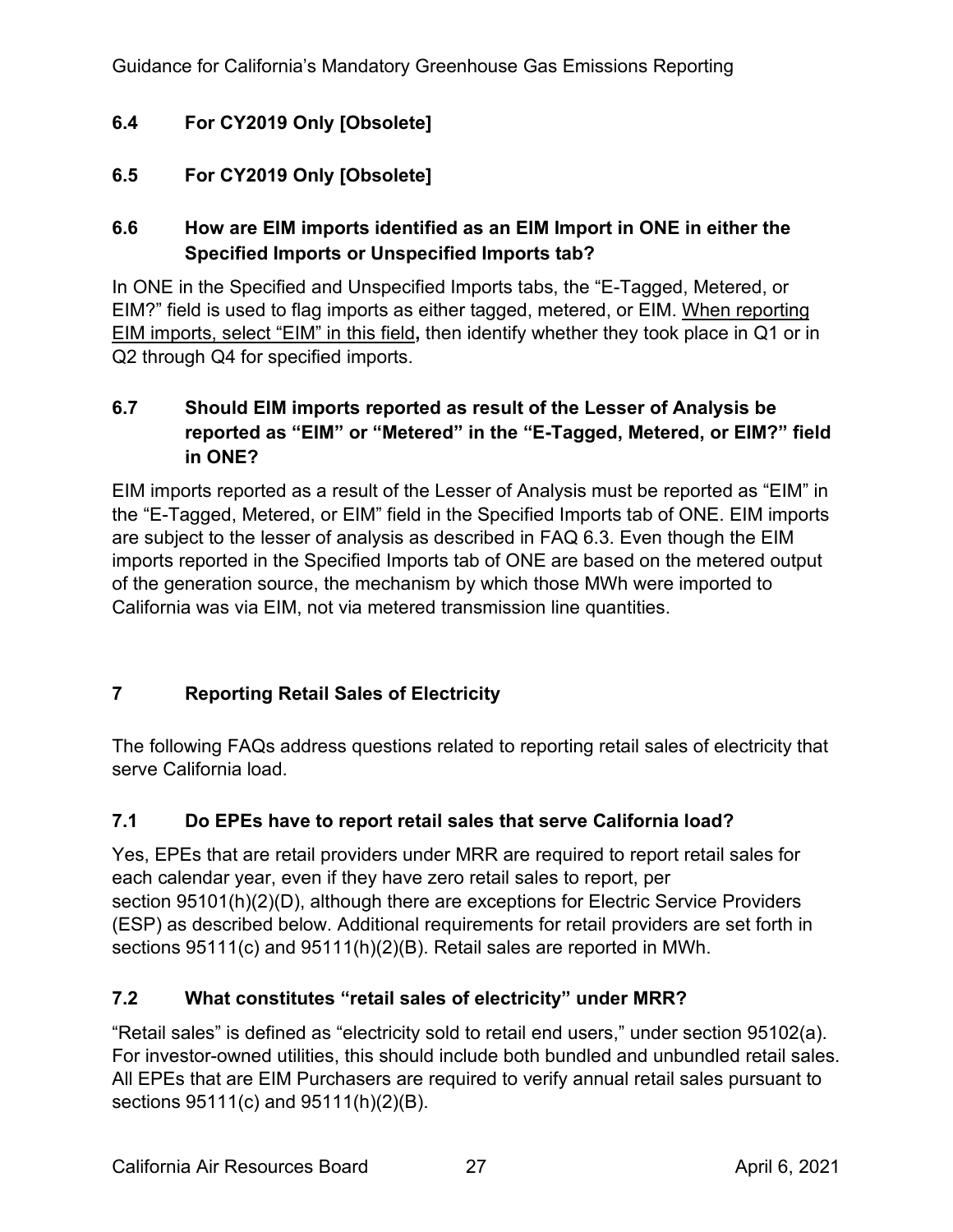### 6.4 For CY2019 Only [Obsolete]

### 6.5 For CY2019 Only [Obsolete]

### 6.6 How are EIM imports identified as an EIM Import in ONE in either the Specified Imports or Unspecified Imports tab?

In ONE in the Specified and Unspecified Imports tabs, the "E-Tagged, Metered, or EIM?" field is used to flag imports as either tagged, metered, or EIM. When reporting EIM imports, select "EIM" in this field**,** then identify whether they took place in Q1 or in Q2 through Q4 for specified imports.

### 6.7 Should EIM imports reported as result of the Lesser of Analysis be reported as "EIM" or "Metered" in the "E-Tagged, Metered, or EIM?" field in ONE?

EIM imports reported as a result of the Lesser of Analysis must be reported as "EIM" in the "E-Tagged, Metered, or EIM" field in the Specified Imports tab of ONE. EIM imports are subject to the lesser of analysis as described in FAQ 6.3. Even though the EIM imports reported in the Specified Imports tab of ONE are based on the metered output of the generation source, the mechanism by which those MWh were imported to California was via EIM, not via metered transmission line quantities.

## 7 Reporting Retail Sales of Electricity

The following FAQs address questions related to reporting retail sales of electricity that serve California load.

### 7.1 Do EPEs have to report retail sales that serve California load?

Yes, EPEs that are retail providers under MRR are required to report retail sales for each calendar year, even if they have zero retail sales to report, per section 95101(h)(2)(D), although there are exceptions for Electric Service Providers (ESP) as described below. Additional requirements for retail providers are set forth in sections 95111(c) and 95111(h)(2)(B). Retail sales are reported in MWh.

### 7.2 What constitutes "retail sales of electricity" under MRR?

"Retail sales" is defined as "electricity sold to retail end users," under section 95102(a). For investor-owned utilities, this should include both bundled and unbundled retail sales. All EPEs that are EIM Purchasers are required to verify annual retail sales pursuant to sections 95111(c) and 95111(h)(2)(B).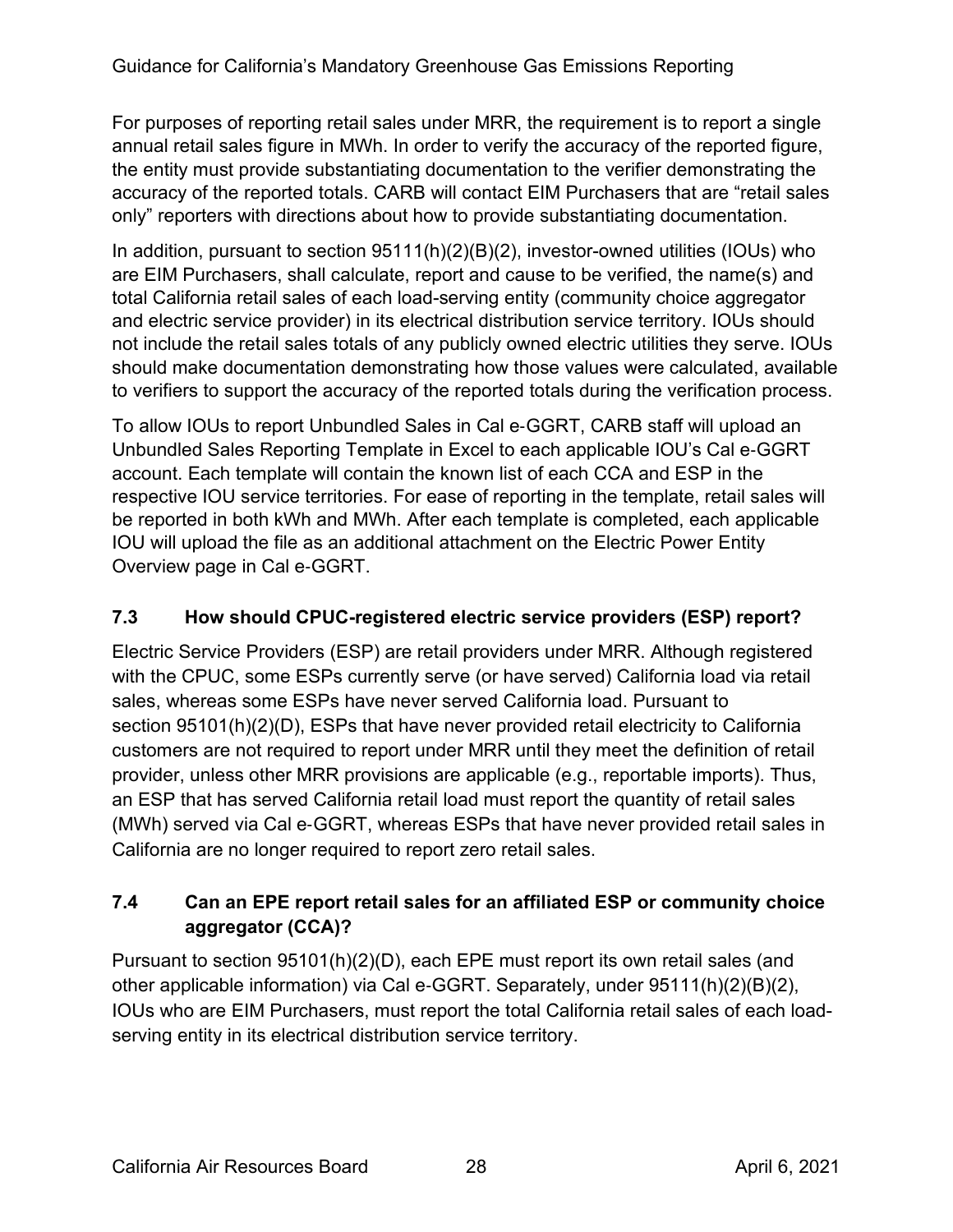For purposes of reporting retail sales under MRR, the requirement is to report a single annual retail sales figure in MWh. In order to verify the accuracy of the reported figure, the entity must provide substantiating documentation to the verifier demonstrating the accuracy of the reported totals. CARB will contact EIM Purchasers that are "retail sales only" reporters with directions about how to provide substantiating documentation.

In addition, pursuant to section 95111(h)(2)(B)(2), investor-owned utilities (IOUs) who are EIM Purchasers, shall calculate, report and cause to be verified, the name(s) and total California retail sales of each load-serving entity (community choice aggregator and electric service provider) in its electrical distribution service territory. IOUs should not include the retail sales totals of any publicly owned electric utilities they serve. IOUs should make documentation demonstrating how those values were calculated, available to verifiers to support the accuracy of the reported totals during the verification process.

To allow IOUs to report Unbundled Sales in Cal e-GGRT, CARB staff will upload an Unbundled Sales Reporting Template in Excel to each applicable IOU's Cal e-GGRT account. Each template will contain the known list of each CCA and ESP in the respective IOU service territories. For ease of reporting in the template, retail sales will be reported in both kWh and MWh. After each template is completed, each applicable IOU will upload the file as an additional attachment on the Electric Power Entity Overview page in Cal e-GGRT.

### 7.3 How should CPUC-registered electric service providers (ESP) report?

Electric Service Providers (ESP) are retail providers under MRR. Although registered with the CPUC, some ESPs currently serve (or have served) California load via retail sales, whereas some ESPs have never served California load. Pursuant to section 95101(h)(2)(D), ESPs that have never provided retail electricity to California customers are not required to report under MRR until they meet the definition of retail provider, unless other MRR provisions are applicable (e.g., reportable imports). Thus, an ESP that has served California retail load must report the quantity of retail sales (MWh) served via Cal e-GGRT, whereas ESPs that have never provided retail sales in California are no longer required to report zero retail sales.

### 7.4 Can an EPE report retail sales for an affiliated ESP or community choice aggregator (CCA)?

Pursuant to section 95101(h)(2)(D), each EPE must report its own retail sales (and other applicable information) via Cal e-GGRT. Separately, under 95111(h)(2)(B)(2), IOUs who are EIM Purchasers, must report the total California retail sales of each load-serving entity in its electrical distribution service territory.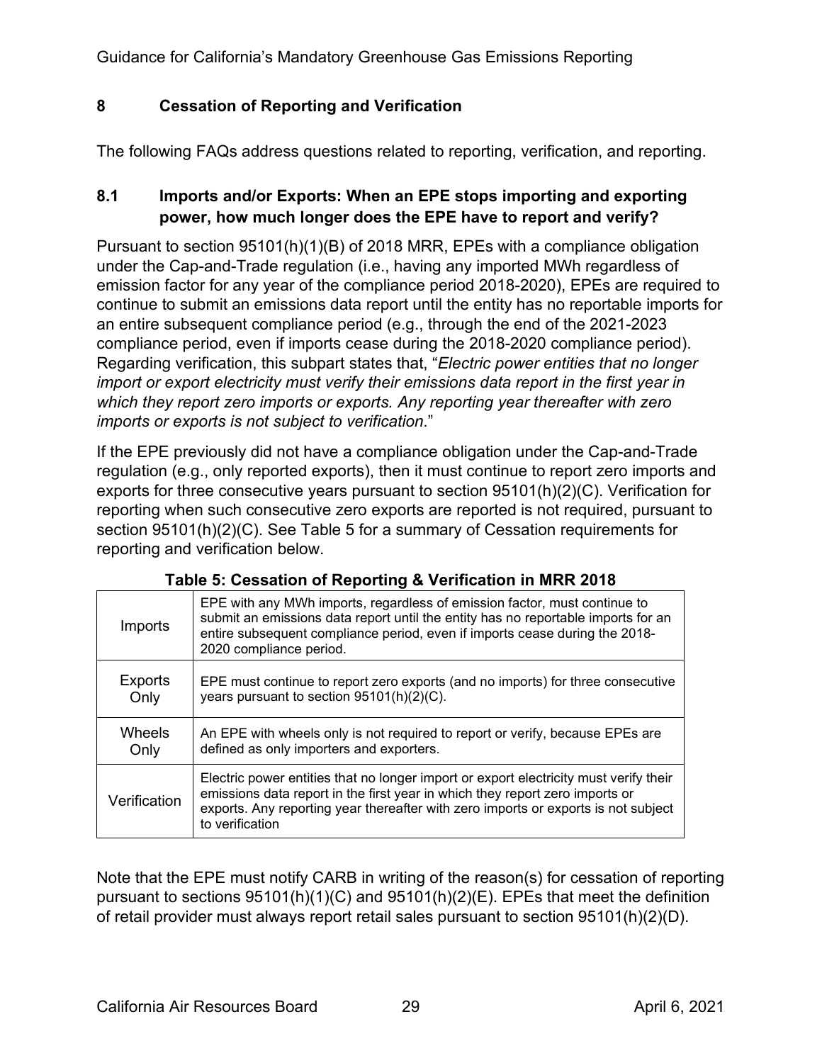## 8 Cessation of Reporting and Verification

The following FAQs address questions related to reporting, verification, and reporting.

### 8.1 Imports and/or Exports: When an EPE stops importing and exporting power, how much longer does the EPE have to report and verify?

Pursuant to section 95101(h)(1)(B) of 2018 MRR, EPEs with a compliance obligation under the Cap-and-Trade regulation (i.e., having any imported MWh regardless of emission factor for any year of the compliance period 2018-2020), EPEs are required to continue to submit an emissions data report until the entity has no reportable imports for an entire subsequent compliance period (e.g., through the end of the 2021-2023 compliance period, even if imports cease during the 2018-2020 compliance period). Regarding verification, this subpart states that, "*Electric power entities that no longer import or export electricity must verify their emissions data report in the first year in which they report zero imports or exports. Any reporting year thereafter with zero imports or exports is not subject to verification*."

If the EPE previously did not have a compliance obligation under the Cap-and-Trade regulation (e.g., only reported exports), then it must continue to report zero imports and exports for three consecutive years pursuant to section 95101(h)(2)(C). Verification for reporting when such consecutive zero exports are reported is not required, pursuant to section 95101(h)(2)(C). See Table 5 for a summary of Cessation requirements for reporting and verification below.

**Table 5: Cessation of Reporting & Verification in MRR 2018**

| | |
|---|---|
| Imports | EPE with any MWh imports, regardless of emission factor, must continue to submit an emissions data report until the entity has no reportable imports for an entire subsequent compliance period, even if imports cease during the 2018-2020 compliance period. |
| Exports Only | EPE must continue to report zero exports (and no imports) for three consecutive years pursuant to section 95101(h)(2)(C). |
| Wheels Only | An EPE with wheels only is not required to report or verify, because EPEs are defined as only importers and exporters. |
| Verification | Electric power entities that no longer import or export electricity must verify their emissions data report in the first year in which they report zero imports or exports. Any reporting year thereafter with zero imports or exports is not subject to verification |

Note that the EPE must notify CARB in writing of the reason(s) for cessation of reporting pursuant to sections 95101(h)(1)(C) and 95101(h)(2)(E). EPEs that meet the definition of retail provider must always report retail sales pursuant to section 95101(h)(2)(D).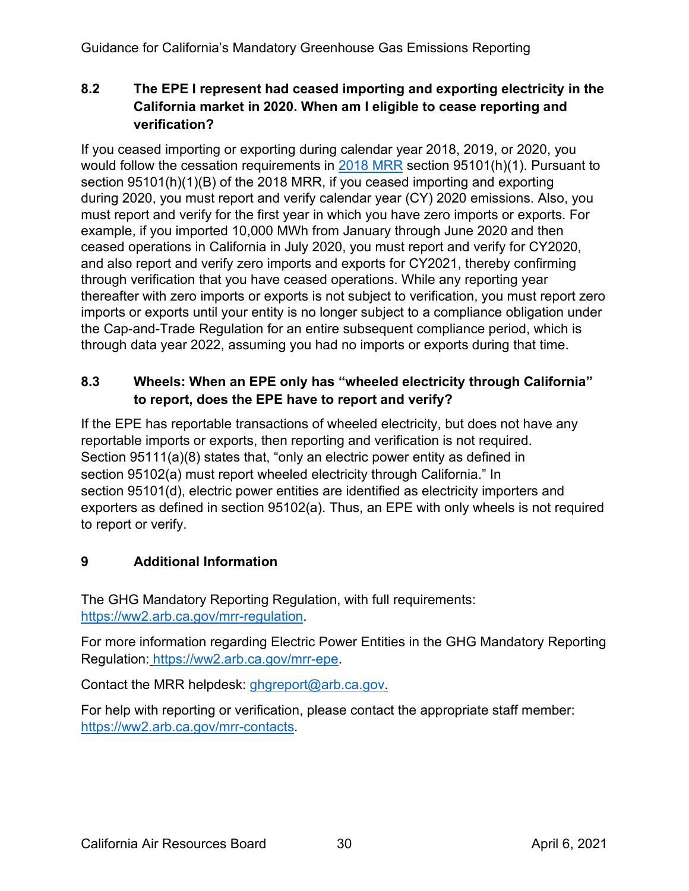### 8.2 The EPE I represent had ceased importing and exporting electricity in the California market in 2020. When am I eligible to cease reporting and verification?

If you ceased importing or exporting during calendar year 2018, 2019, or 2020, you would follow the cessation requirements in [2018 MRR](2018 MRR) section 95101(h)(1). Pursuant to section 95101(h)(1)(B) of the 2018 MRR, if you ceased importing and exporting during 2020, you must report and verify calendar year (CY) 2020 emissions. Also, you must report and verify for the first year in which you have zero imports or exports. For example, if you imported 10,000 MWh from January through June 2020 and then ceased operations in California in July 2020, you must report and verify for CY2020, and also report and verify zero imports and exports for CY2021, thereby confirming through verification that you have ceased operations. While any reporting year thereafter with zero imports or exports is not subject to verification, you must report zero imports or exports until your entity is no longer subject to a compliance obligation under the Cap-and-Trade Regulation for an entire subsequent compliance period, which is through data year 2022, assuming you had no imports or exports during that time.

### 8.3 Wheels: When an EPE only has "wheeled electricity through California" to report, does the EPE have to report and verify?

If the EPE has reportable transactions of wheeled electricity, but does not have any reportable imports or exports, then reporting and verification is not required. Section 95111(a)(8) states that, "only an electric power entity as defined in section 95102(a) must report wheeled electricity through California." In section 95101(d), electric power entities are identified as electricity importers and exporters as defined in section 95102(a). Thus, an EPE with only wheels is not required to report or verify.

## 9 Additional Information

The GHG Mandatory Reporting Regulation, with full requirements: https://ww2.arb.ca.gov/mrr-regulation.

For more information regarding Electric Power Entities in the GHG Mandatory Reporting Regulation: https://ww2.arb.ca.gov/mrr-epe.

Contact the MRR helpdesk: ghgreport@arb.ca.gov.

For help with reporting or verification, please contact the appropriate staff member: https://ww2.arb.ca.gov/mrr-contacts.